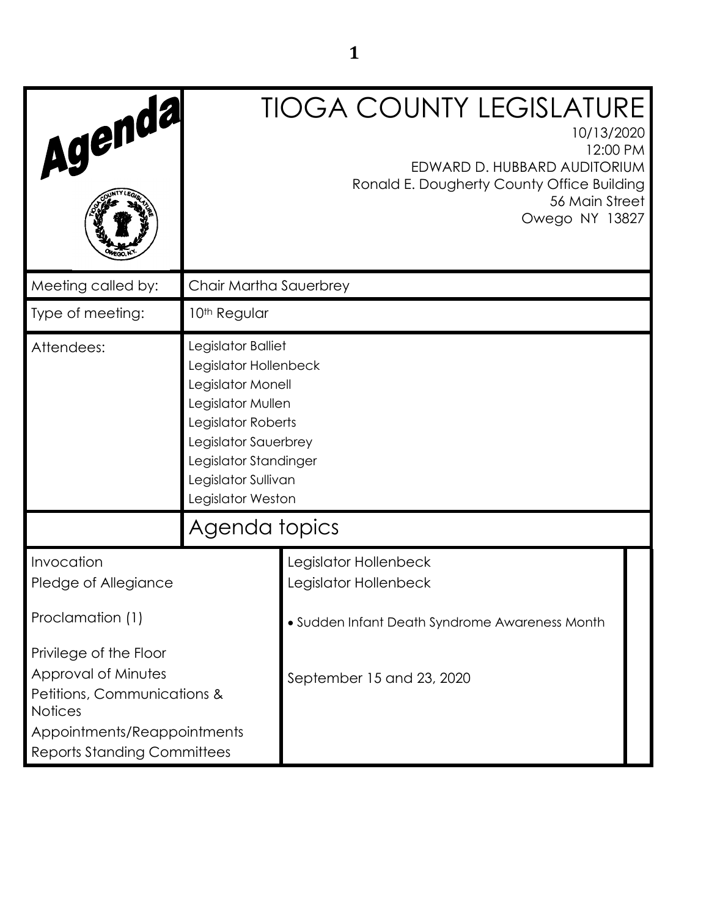# Agenda

# TIOGA COUNTY LEGISLATURE

10/13/2020
12:00 PM
EDWARD D. HUBBARD AUDITORIUM
Ronald E. Dougherty County Office Building
56 Main Street
Owego NY 13827

| | |
|---|---|
| Meeting called by: | Chair Martha Sauerbrey |
| Type of meeting: | 10th Regular |
| Attendees: | Legislator Balliet<br>Legislator Hollenbeck<br>Legislator Monell<br>Legislator Mullen<br>Legislator Roberts<br>Legislator Sauerbrey<br>Legislator Standinger<br>Legislator Sullivan<br>Legislator Weston |

## Agenda topics

| | |
|---|---|
| Invocation | Legislator Hollenbeck |
| Pledge of Allegiance | Legislator Hollenbeck |
| Proclamation (1) | • Sudden Infant Death Syndrome Awareness Month |
| Privilege of the Floor | |
| Approval of Minutes | September 15 and 23, 2020 |
| Petitions, Communications & Notices | |
| Appointments/Reappointments | |
| Reports Standing Committees | |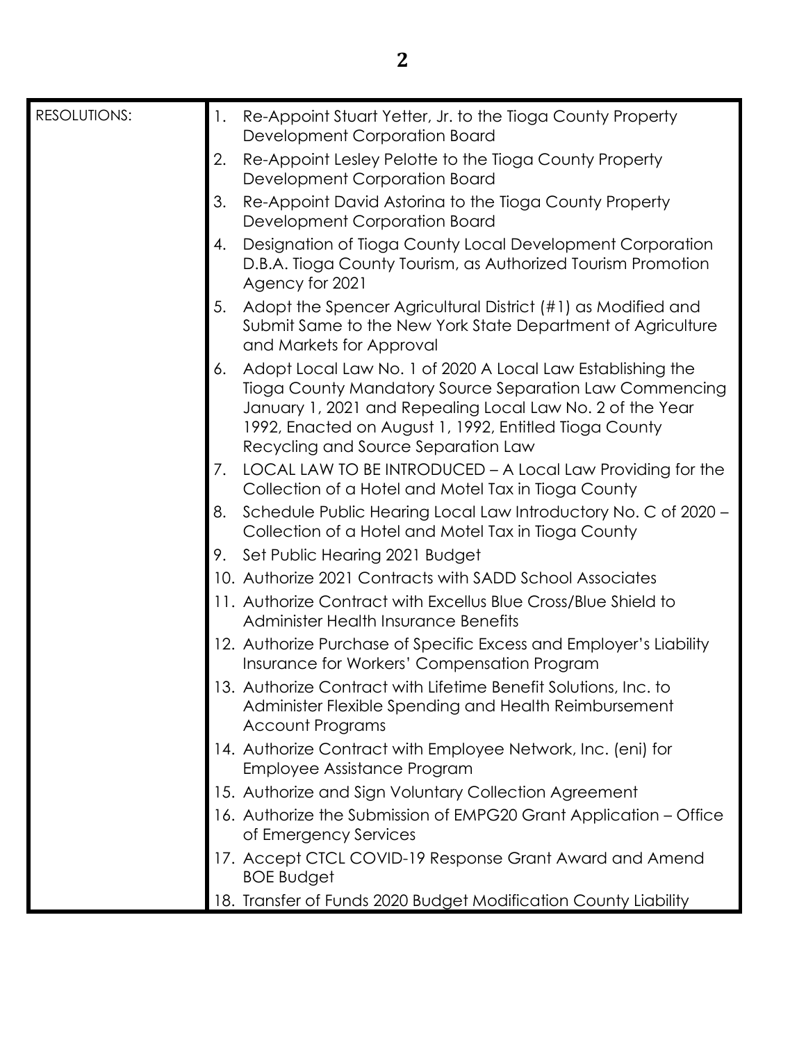| RESOLUTIONS: | 1. Re-Appoint Stuart Yetter, Jr. to the Tioga County Property Development Corporation Board<br>2. Re-Appoint Lesley Pelotte to the Tioga County Property Development Corporation Board<br>3. Re-Appoint David Astorina to the Tioga County Property Development Corporation Board<br>4. Designation of Tioga County Local Development Corporation D.B.A. Tioga County Tourism, as Authorized Tourism Promotion Agency for 2021<br>5. Adopt the Spencer Agricultural District (#1) as Modified and Submit Same to the New York State Department of Agriculture and Markets for Approval<br>6. Adopt Local Law No. 1 of 2020 A Local Law Establishing the Tioga County Mandatory Source Separation Law Commencing January 1, 2021 and Repealing Local Law No. 2 of the Year 1992, Enacted on August 1, 1992, Entitled Tioga County Recycling and Source Separation Law<br>7. LOCAL LAW TO BE INTRODUCED – A Local Law Providing for the Collection of a Hotel and Motel Tax in Tioga County<br>8. Schedule Public Hearing Local Law Introductory No. C of 2020 – Collection of a Hotel and Motel Tax in Tioga County<br>9. Set Public Hearing 2021 Budget<br>10. Authorize 2021 Contracts with SADD School Associates<br>11. Authorize Contract with Excellus Blue Cross/Blue Shield to Administer Health Insurance Benefits<br>12. Authorize Purchase of Specific Excess and Employer's Liability Insurance for Workers' Compensation Program<br>13. Authorize Contract with Lifetime Benefit Solutions, Inc. to Administer Flexible Spending and Health Reimbursement Account Programs<br>14. Authorize Contract with Employee Network, Inc. (eni) for Employee Assistance Program<br>15. Authorize and Sign Voluntary Collection Agreement<br>16. Authorize the Submission of EMPG20 Grant Application – Office of Emergency Services<br>17. Accept CTCL COVID-19 Response Grant Award and Amend BOE Budget<br>18. Transfer of Funds 2020 Budget Modification County Liability |
|---|---|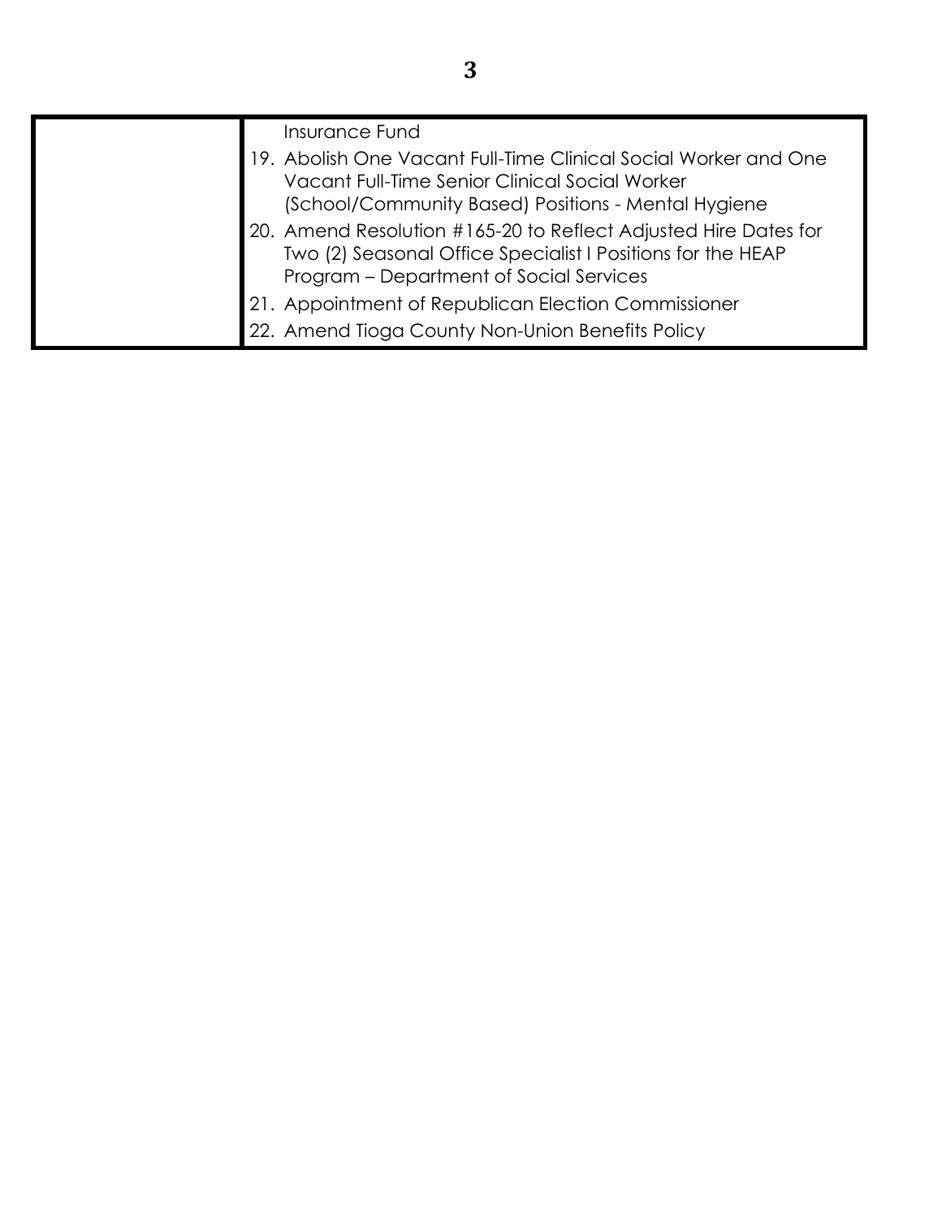| | |
|---|---|
| | Insurance Fund<br>19. Abolish One Vacant Full-Time Clinical Social Worker and One Vacant Full-Time Senior Clinical Social Worker (School/Community Based) Positions - Mental Hygiene<br>20. Amend Resolution #165-20 to Reflect Adjusted Hire Dates for Two (2) Seasonal Office Specialist I Positions for the HEAP Program – Department of Social Services<br>21. Appointment of Republican Election Commissioner<br>22. Amend Tioga County Non-Union Benefits Policy |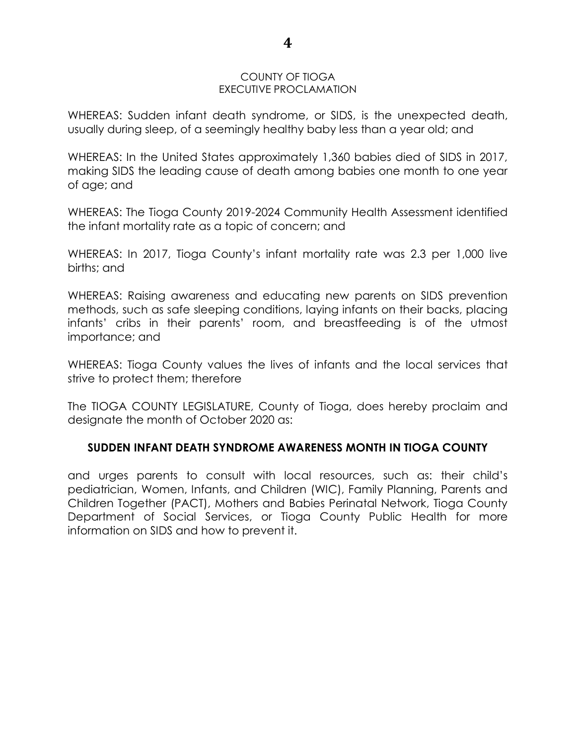COUNTY OF TIOGA
EXECUTIVE PROCLAMATION

WHEREAS: Sudden infant death syndrome, or SIDS, is the unexpected death, usually during sleep, of a seemingly healthy baby less than a year old; and

WHEREAS: In the United States approximately 1,360 babies died of SIDS in 2017, making SIDS the leading cause of death among babies one month to one year of age; and

WHEREAS: The Tioga County 2019-2024 Community Health Assessment identified the infant mortality rate as a topic of concern; and

WHEREAS: In 2017, Tioga County's infant mortality rate was 2.3 per 1,000 live births; and

WHEREAS: Raising awareness and educating new parents on SIDS prevention methods, such as safe sleeping conditions, laying infants on their backs, placing infants' cribs in their parents' room, and breastfeeding is of the utmost importance; and

WHEREAS: Tioga County values the lives of infants and the local services that strive to protect them; therefore

The TIOGA COUNTY LEGISLATURE, County of Tioga, does hereby proclaim and designate the month of October 2020 as:

**SUDDEN INFANT DEATH SYNDROME AWARENESS MONTH IN TIOGA COUNTY**

and urges parents to consult with local resources, such as: their child's pediatrician, Women, Infants, and Children (WIC), Family Planning, Parents and Children Together (PACT), Mothers and Babies Perinatal Network, Tioga County Department of Social Services, or Tioga County Public Health for more information on SIDS and how to prevent it.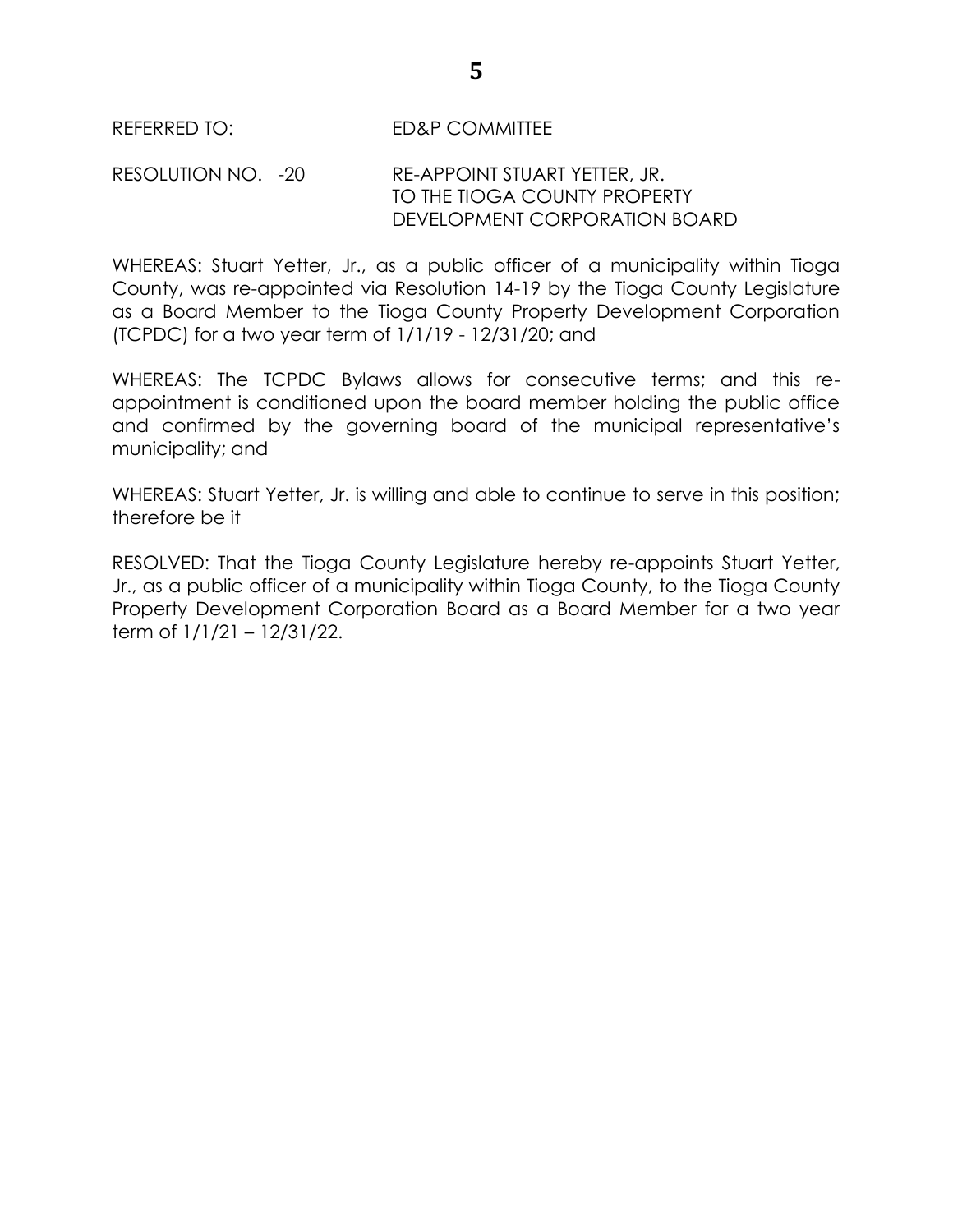REFERRED TO: ED&P COMMITTEE

RESOLUTION NO. -20 RE-APPOINT STUART YETTER, JR. TO THE TIOGA COUNTY PROPERTY DEVELOPMENT CORPORATION BOARD

WHEREAS: Stuart Yetter, Jr., as a public officer of a municipality within Tioga County, was re-appointed via Resolution 14-19 by the Tioga County Legislature as a Board Member to the Tioga County Property Development Corporation (TCPDC) for a two year term of 1/1/19 - 12/31/20; and

WHEREAS: The TCPDC Bylaws allows for consecutive terms; and this re-appointment is conditioned upon the board member holding the public office and confirmed by the governing board of the municipal representative's municipality; and

WHEREAS: Stuart Yetter, Jr. is willing and able to continue to serve in this position; therefore be it

RESOLVED: That the Tioga County Legislature hereby re-appoints Stuart Yetter, Jr., as a public officer of a municipality within Tioga County, to the Tioga County Property Development Corporation Board as a Board Member for a two year term of 1/1/21 – 12/31/22.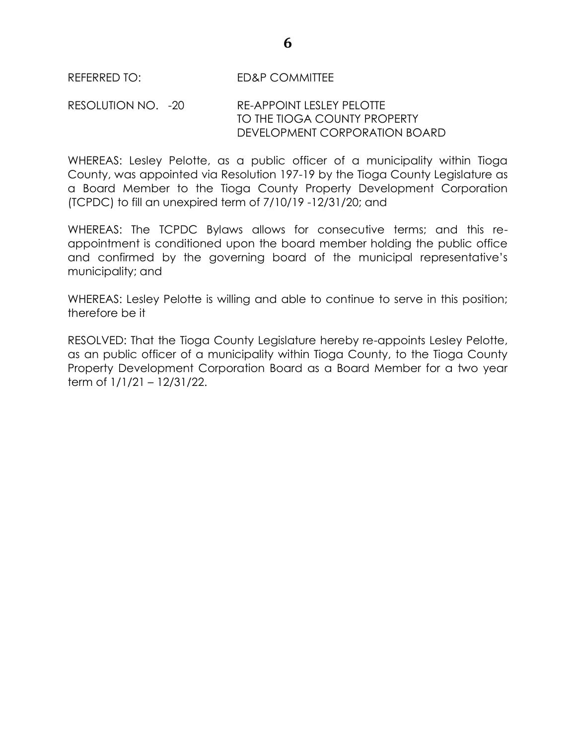REFERRED TO: ED&P COMMITTEE

RESOLUTION NO. -20 RE-APPOINT LESLEY PELOTTE TO THE TIOGA COUNTY PROPERTY DEVELOPMENT CORPORATION BOARD

WHEREAS: Lesley Pelotte, as a public officer of a municipality within Tioga County, was appointed via Resolution 197-19 by the Tioga County Legislature as a Board Member to the Tioga County Property Development Corporation (TCPDC) to fill an unexpired term of 7/10/19 -12/31/20; and

WHEREAS: The TCPDC Bylaws allows for consecutive terms; and this re-appointment is conditioned upon the board member holding the public office and confirmed by the governing board of the municipal representative's municipality; and

WHEREAS: Lesley Pelotte is willing and able to continue to serve in this position; therefore be it

RESOLVED: That the Tioga County Legislature hereby re-appoints Lesley Pelotte, as an public officer of a municipality within Tioga County, to the Tioga County Property Development Corporation Board as a Board Member for a two year term of 1/1/21 – 12/31/22.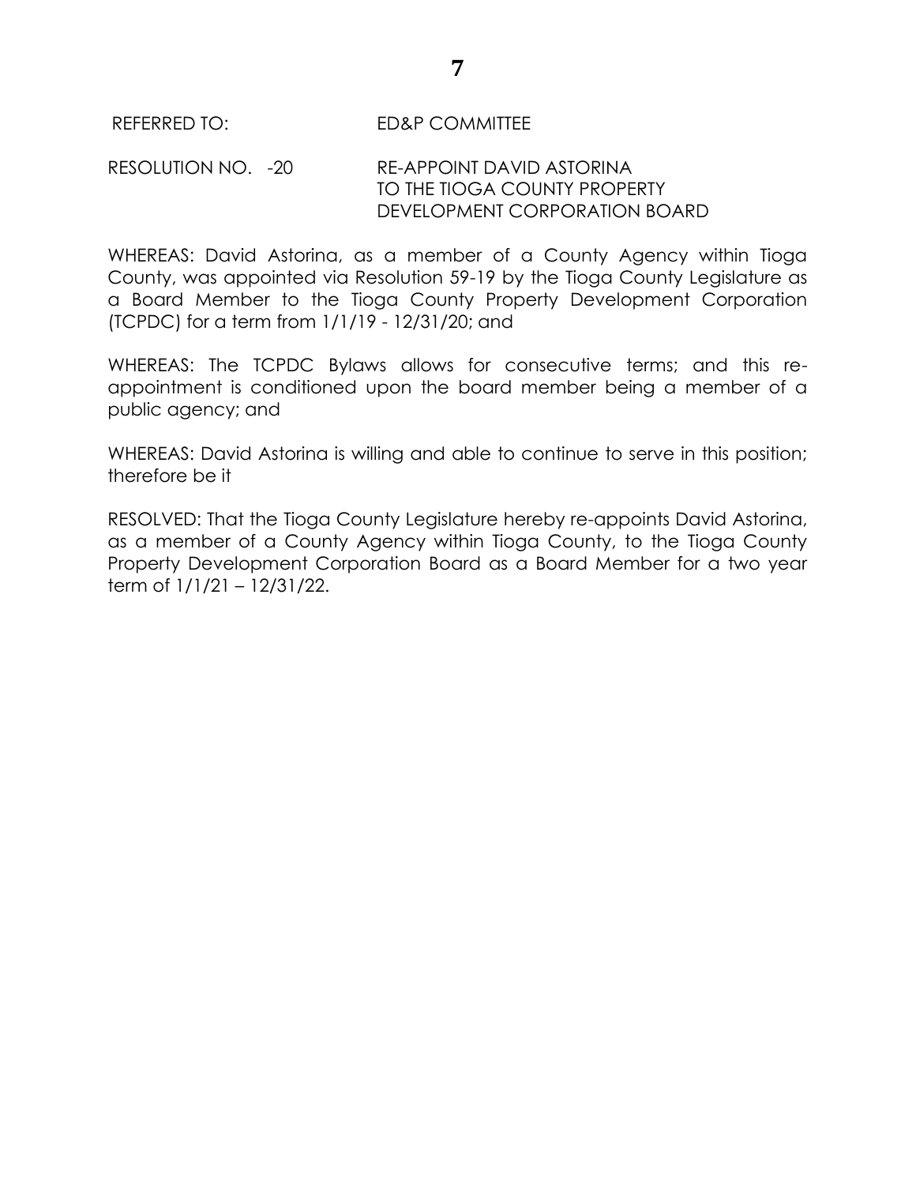REFERRED TO: ED&P COMMITTEE

RESOLUTION NO. -20 RE-APPOINT DAVID ASTORINA TO THE TIOGA COUNTY PROPERTY DEVELOPMENT CORPORATION BOARD

WHEREAS: David Astorina, as a member of a County Agency within Tioga County, was appointed via Resolution 59-19 by the Tioga County Legislature as a Board Member to the Tioga County Property Development Corporation (TCPDC) for a term from 1/1/19 - 12/31/20; and

WHEREAS: The TCPDC Bylaws allows for consecutive terms; and this re-appointment is conditioned upon the board member being a member of a public agency; and

WHEREAS: David Astorina is willing and able to continue to serve in this position; therefore be it

RESOLVED: That the Tioga County Legislature hereby re-appoints David Astorina, as a member of a County Agency within Tioga County, to the Tioga County Property Development Corporation Board as a Board Member for a two year term of 1/1/21 – 12/31/22.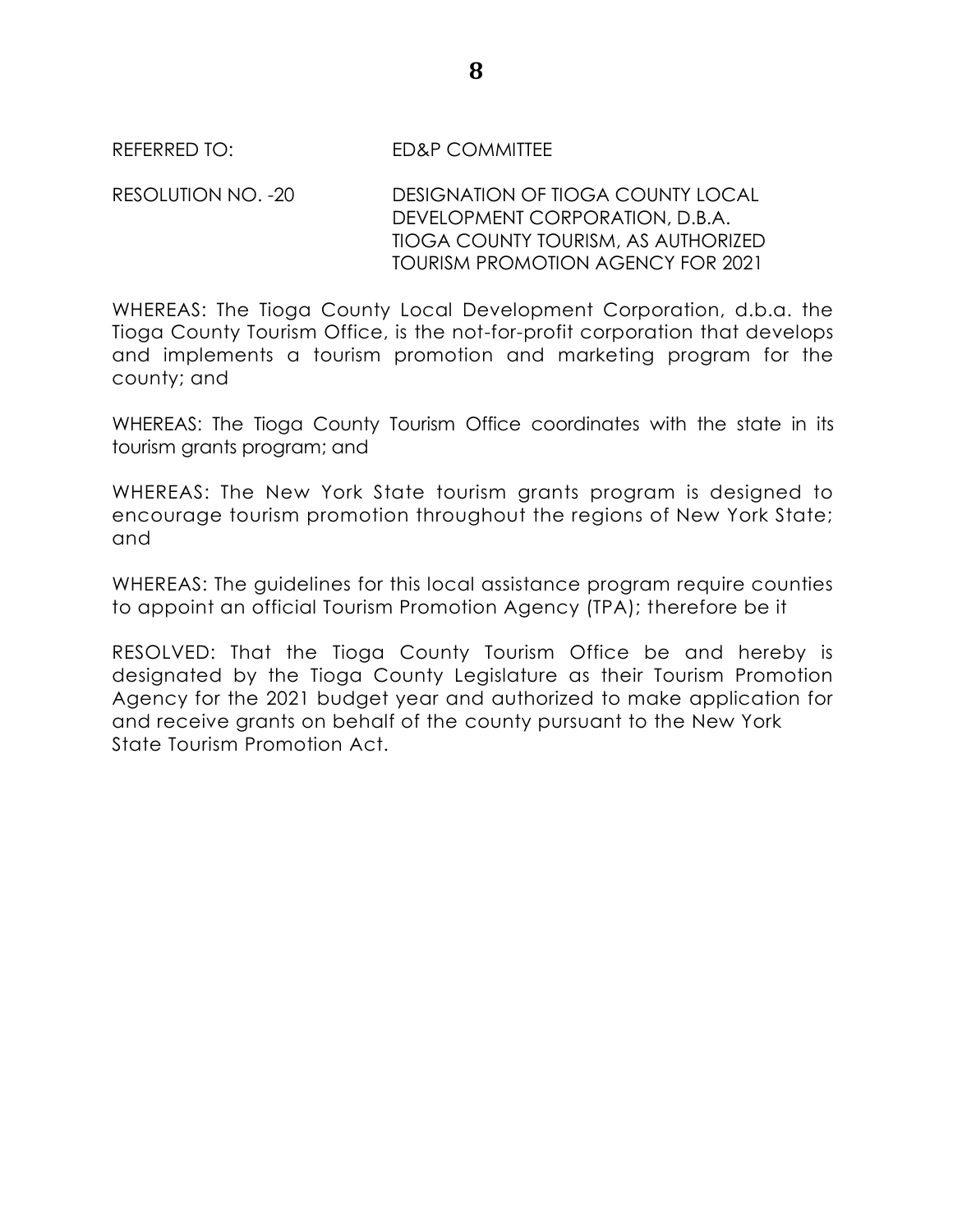REFERRED TO: ED&P COMMITTEE

RESOLUTION NO. -20 DESIGNATION OF TIOGA COUNTY LOCAL DEVELOPMENT CORPORATION, D.B.A. TIOGA COUNTY TOURISM, AS AUTHORIZED TOURISM PROMOTION AGENCY FOR 2021

WHEREAS: The Tioga County Local Development Corporation, d.b.a. the Tioga County Tourism Office, is the not-for-profit corporation that develops and implements a tourism promotion and marketing program for the county; and

WHEREAS: The Tioga County Tourism Office coordinates with the state in its tourism grants program; and

WHEREAS: The New York State tourism grants program is designed to encourage tourism promotion throughout the regions of New York State; and

WHEREAS: The guidelines for this local assistance program require counties to appoint an official Tourism Promotion Agency (TPA); therefore be it

RESOLVED: That the Tioga County Tourism Office be and hereby is designated by the Tioga County Legislature as their Tourism Promotion Agency for the 2021 budget year and authorized to make application for and receive grants on behalf of the county pursuant to the New York State Tourism Promotion Act.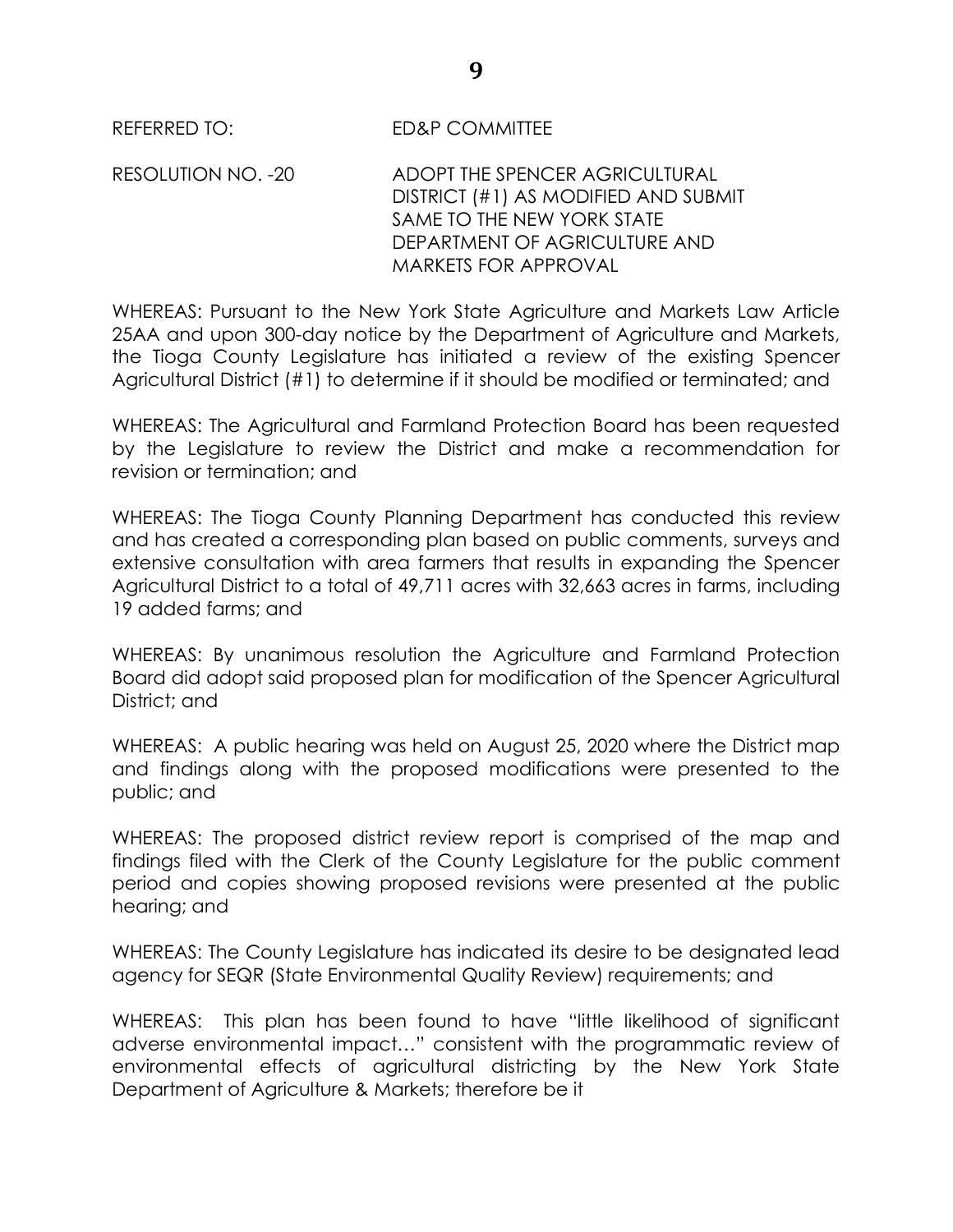REFERRED TO: ED&P COMMITTEE

RESOLUTION NO. -20 ADOPT THE SPENCER AGRICULTURAL DISTRICT (#1) AS MODIFIED AND SUBMIT SAME TO THE NEW YORK STATE DEPARTMENT OF AGRICULTURE AND MARKETS FOR APPROVAL

WHEREAS: Pursuant to the New York State Agriculture and Markets Law Article 25AA and upon 300-day notice by the Department of Agriculture and Markets, the Tioga County Legislature has initiated a review of the existing Spencer Agricultural District (#1) to determine if it should be modified or terminated; and

WHEREAS: The Agricultural and Farmland Protection Board has been requested by the Legislature to review the District and make a recommendation for revision or termination; and

WHEREAS: The Tioga County Planning Department has conducted this review and has created a corresponding plan based on public comments, surveys and extensive consultation with area farmers that results in expanding the Spencer Agricultural District to a total of 49,711 acres with 32,663 acres in farms, including 19 added farms; and

WHEREAS: By unanimous resolution the Agriculture and Farmland Protection Board did adopt said proposed plan for modification of the Spencer Agricultural District; and

WHEREAS: A public hearing was held on August 25, 2020 where the District map and findings along with the proposed modifications were presented to the public; and

WHEREAS: The proposed district review report is comprised of the map and findings filed with the Clerk of the County Legislature for the public comment period and copies showing proposed revisions were presented at the public hearing; and

WHEREAS: The County Legislature has indicated its desire to be designated lead agency for SEQR (State Environmental Quality Review) requirements; and

WHEREAS: This plan has been found to have "little likelihood of significant adverse environmental impact…" consistent with the programmatic review of environmental effects of agricultural districting by the New York State Department of Agriculture & Markets; therefore be it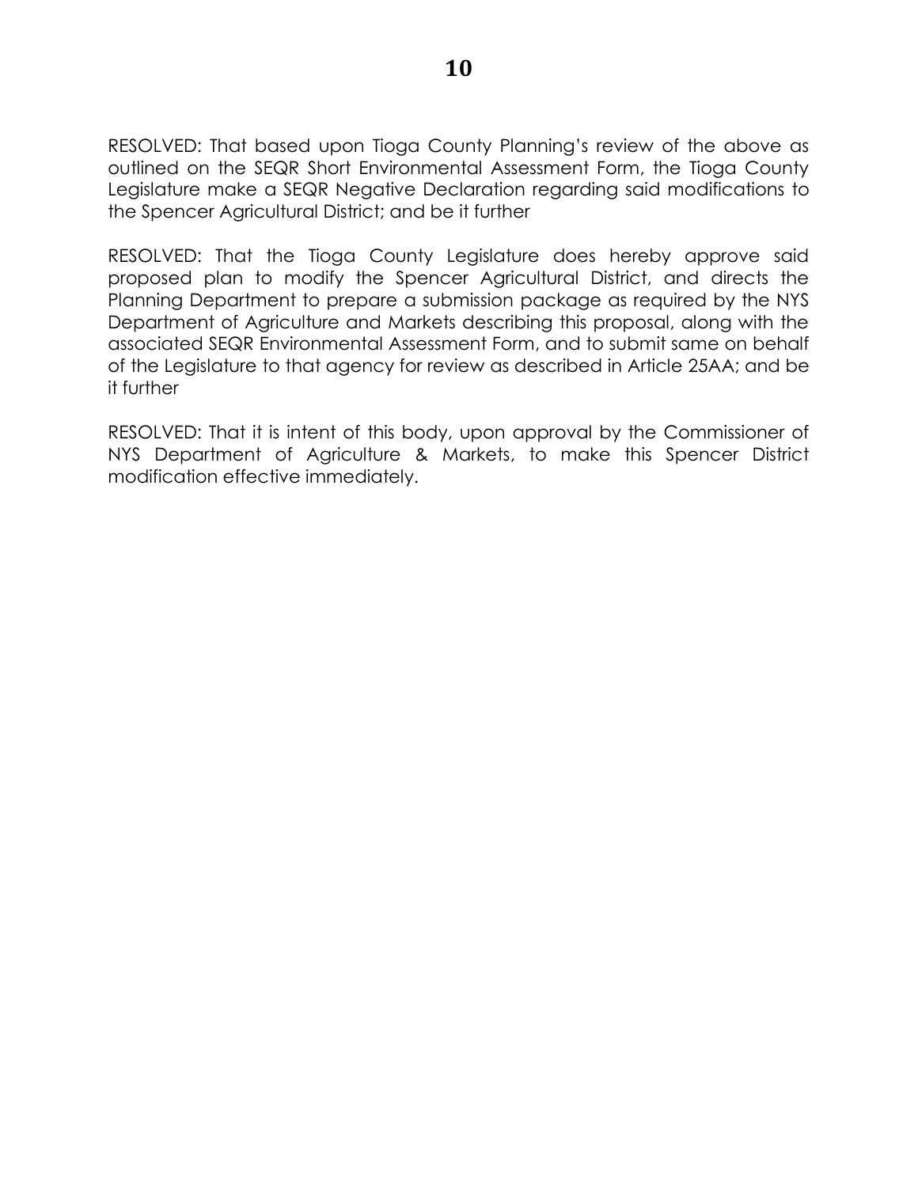RESOLVED: That based upon Tioga County Planning's review of the above as outlined on the SEQR Short Environmental Assessment Form, the Tioga County Legislature make a SEQR Negative Declaration regarding said modifications to the Spencer Agricultural District; and be it further

RESOLVED: That the Tioga County Legislature does hereby approve said proposed plan to modify the Spencer Agricultural District, and directs the Planning Department to prepare a submission package as required by the NYS Department of Agriculture and Markets describing this proposal, along with the associated SEQR Environmental Assessment Form, and to submit same on behalf of the Legislature to that agency for review as described in Article 25AA; and be it further

RESOLVED: That it is intent of this body, upon approval by the Commissioner of NYS Department of Agriculture & Markets, to make this Spencer District modification effective immediately.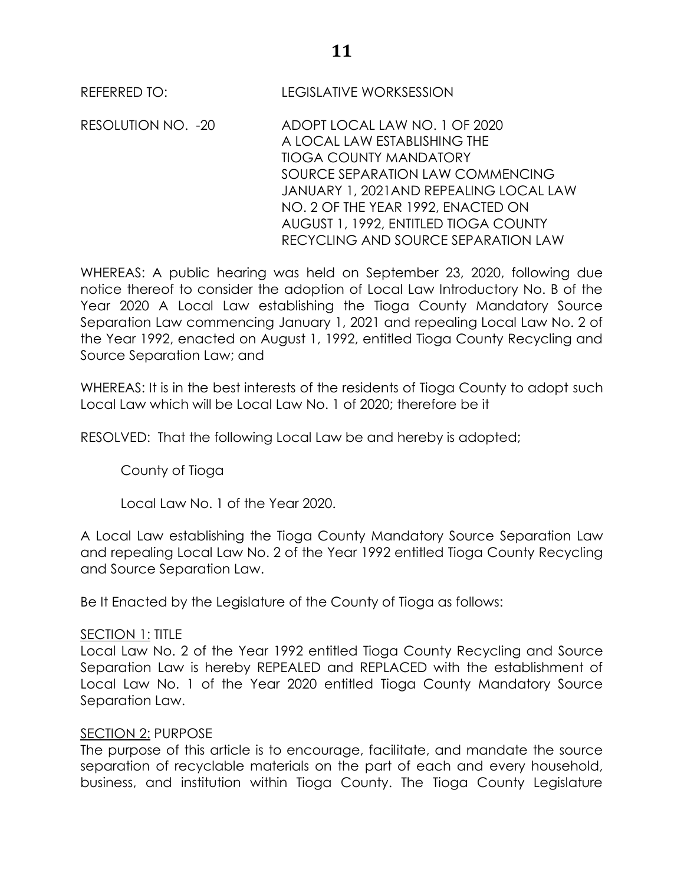REFERRED TO: LEGISLATIVE WORKSESSION

RESOLUTION NO. -20 ADOPT LOCAL LAW NO. 1 OF 2020 A LOCAL LAW ESTABLISHING THE TIOGA COUNTY MANDATORY SOURCE SEPARATION LAW COMMENCING JANUARY 1, 2021AND REPEALING LOCAL LAW NO. 2 OF THE YEAR 1992, ENACTED ON AUGUST 1, 1992, ENTITLED TIOGA COUNTY RECYCLING AND SOURCE SEPARATION LAW

WHEREAS: A public hearing was held on September 23, 2020, following due notice thereof to consider the adoption of Local Law Introductory No. B of the Year 2020 A Local Law establishing the Tioga County Mandatory Source Separation Law commencing January 1, 2021 and repealing Local Law No. 2 of the Year 1992, enacted on August 1, 1992, entitled Tioga County Recycling and Source Separation Law; and

WHEREAS: It is in the best interests of the residents of Tioga County to adopt such Local Law which will be Local Law No. 1 of 2020; therefore be it

RESOLVED: That the following Local Law be and hereby is adopted;

County of Tioga

Local Law No. 1 of the Year 2020.

A Local Law establishing the Tioga County Mandatory Source Separation Law and repealing Local Law No. 2 of the Year 1992 entitled Tioga County Recycling and Source Separation Law.

Be It Enacted by the Legislature of the County of Tioga as follows:

SECTION 1: TITLE

Local Law No. 2 of the Year 1992 entitled Tioga County Recycling and Source Separation Law is hereby REPEALED and REPLACED with the establishment of Local Law No. 1 of the Year 2020 entitled Tioga County Mandatory Source Separation Law.

SECTION 2: PURPOSE

The purpose of this article is to encourage, facilitate, and mandate the source separation of recyclable materials on the part of each and every household, business, and institution within Tioga County. The Tioga County Legislature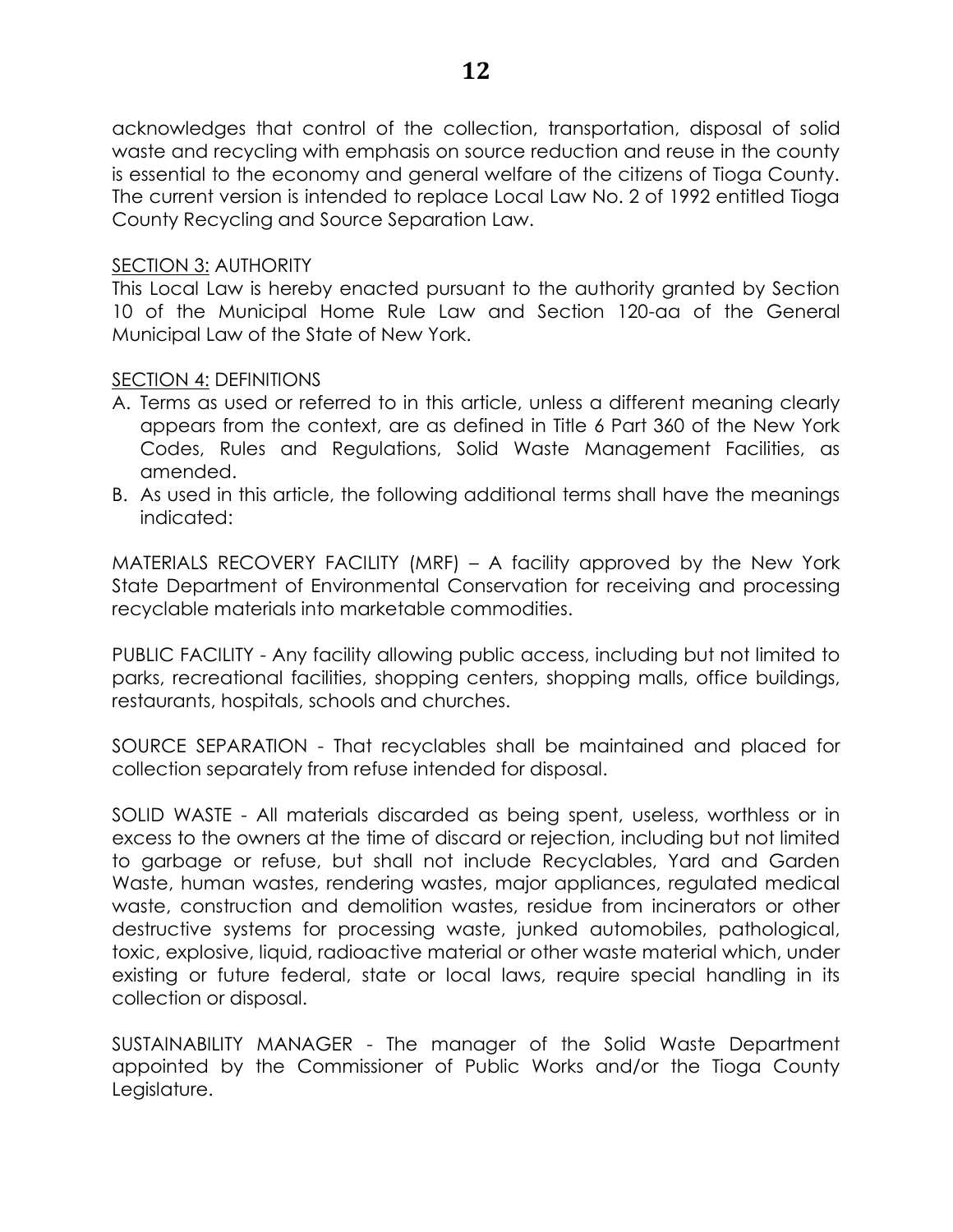acknowledges that control of the collection, transportation, disposal of solid waste and recycling with emphasis on source reduction and reuse in the county is essential to the economy and general welfare of the citizens of Tioga County. The current version is intended to replace Local Law No. 2 of 1992 entitled Tioga County Recycling and Source Separation Law.

SECTION 3: AUTHORITY

This Local Law is hereby enacted pursuant to the authority granted by Section 10 of the Municipal Home Rule Law and Section 120-aa of the General Municipal Law of the State of New York.

SECTION 4: DEFINITIONS

A. Terms as used or referred to in this article, unless a different meaning clearly appears from the context, are as defined in Title 6 Part 360 of the New York Codes, Rules and Regulations, Solid Waste Management Facilities, as amended.
B. As used in this article, the following additional terms shall have the meanings indicated:

MATERIALS RECOVERY FACILITY (MRF) – A facility approved by the New York State Department of Environmental Conservation for receiving and processing recyclable materials into marketable commodities.

PUBLIC FACILITY - Any facility allowing public access, including but not limited to parks, recreational facilities, shopping centers, shopping malls, office buildings, restaurants, hospitals, schools and churches.

SOURCE SEPARATION - That recyclables shall be maintained and placed for collection separately from refuse intended for disposal.

SOLID WASTE - All materials discarded as being spent, useless, worthless or in excess to the owners at the time of discard or rejection, including but not limited to garbage or refuse, but shall not include Recyclables, Yard and Garden Waste, human wastes, rendering wastes, major appliances, regulated medical waste, construction and demolition wastes, residue from incinerators or other destructive systems for processing waste, junked automobiles, pathological, toxic, explosive, liquid, radioactive material or other waste material which, under existing or future federal, state or local laws, require special handling in its collection or disposal.

SUSTAINABILITY MANAGER - The manager of the Solid Waste Department appointed by the Commissioner of Public Works and/or the Tioga County Legislature.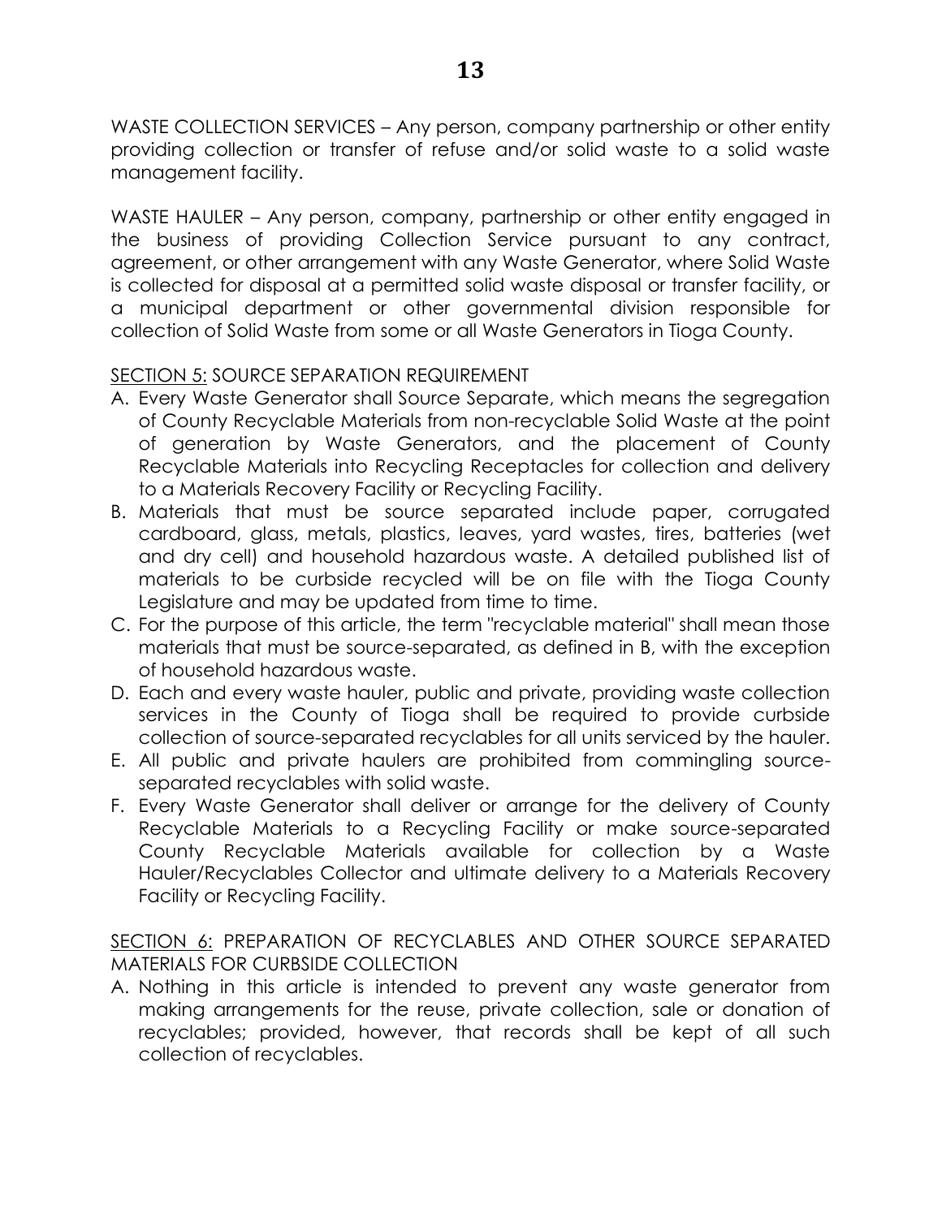WASTE COLLECTION SERVICES – Any person, company partnership or other entity providing collection or transfer of refuse and/or solid waste to a solid waste management facility.

WASTE HAULER – Any person, company, partnership or other entity engaged in the business of providing Collection Service pursuant to any contract, agreement, or other arrangement with any Waste Generator, where Solid Waste is collected for disposal at a permitted solid waste disposal or transfer facility, or a municipal department or other governmental division responsible for collection of Solid Waste from some or all Waste Generators in Tioga County.

SECTION 5: SOURCE SEPARATION REQUIREMENT

A. Every Waste Generator shall Source Separate, which means the segregation of County Recyclable Materials from non-recyclable Solid Waste at the point of generation by Waste Generators, and the placement of County Recyclable Materials into Recycling Receptacles for collection and delivery to a Materials Recovery Facility or Recycling Facility.
B. Materials that must be source separated include paper, corrugated cardboard, glass, metals, plastics, leaves, yard wastes, tires, batteries (wet and dry cell) and household hazardous waste. A detailed published list of materials to be curbside recycled will be on file with the Tioga County Legislature and may be updated from time to time.
C. For the purpose of this article, the term "recyclable material" shall mean those materials that must be source-separated, as defined in B, with the exception of household hazardous waste.
D. Each and every waste hauler, public and private, providing waste collection services in the County of Tioga shall be required to provide curbside collection of source-separated recyclables for all units serviced by the hauler.
E. All public and private haulers are prohibited from commingling source-separated recyclables with solid waste.
F. Every Waste Generator shall deliver or arrange for the delivery of County Recyclable Materials to a Recycling Facility or make source-separated County Recyclable Materials available for collection by a Waste Hauler/Recyclables Collector and ultimate delivery to a Materials Recovery Facility or Recycling Facility.

SECTION 6: PREPARATION OF RECYCLABLES AND OTHER SOURCE SEPARATED MATERIALS FOR CURBSIDE COLLECTION

A. Nothing in this article is intended to prevent any waste generator from making arrangements for the reuse, private collection, sale or donation of recyclables; provided, however, that records shall be kept of all such collection of recyclables.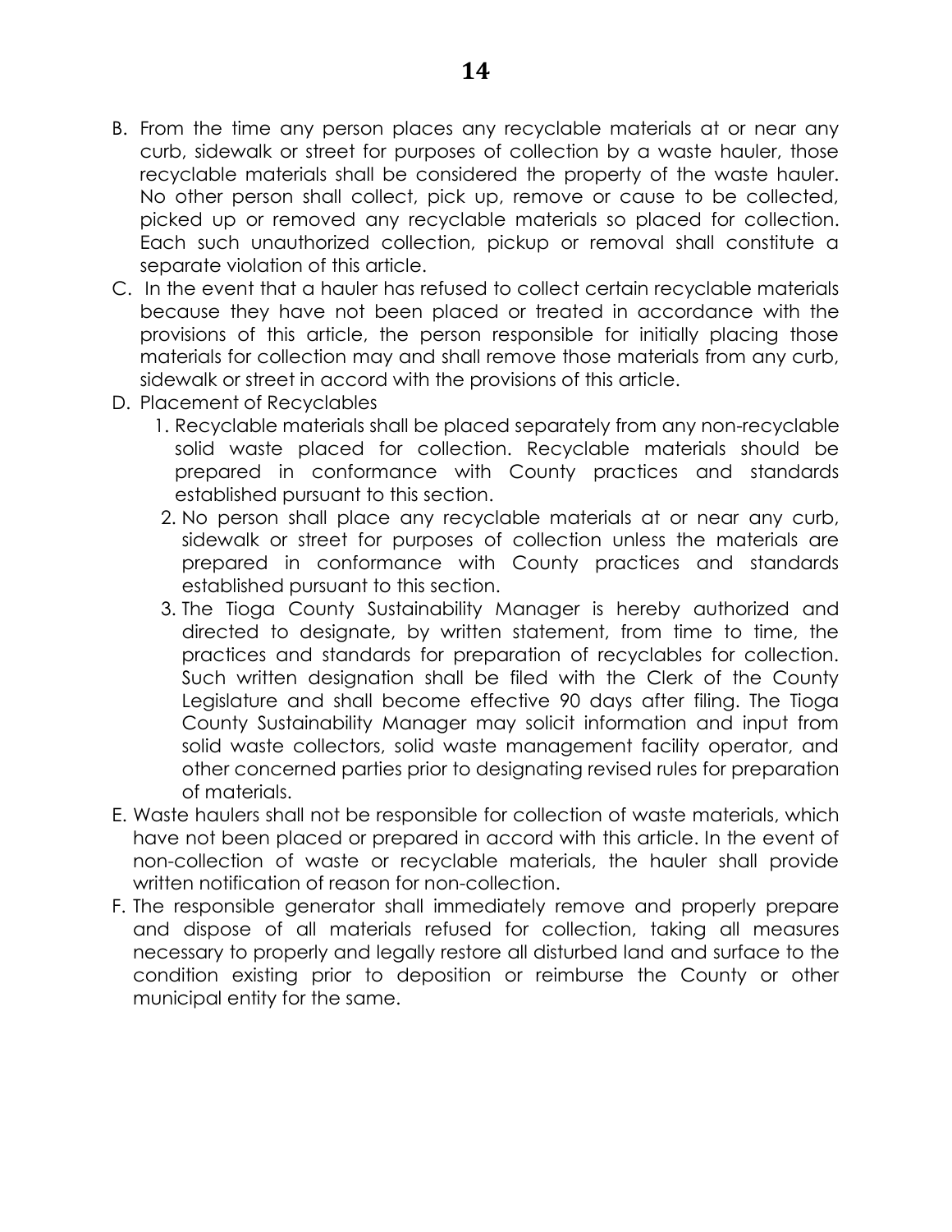B. From the time any person places any recyclable materials at or near any curb, sidewalk or street for purposes of collection by a waste hauler, those recyclable materials shall be considered the property of the waste hauler. No other person shall collect, pick up, remove or cause to be collected, picked up or removed any recyclable materials so placed for collection. Each such unauthorized collection, pickup or removal shall constitute a separate violation of this article.

C. In the event that a hauler has refused to collect certain recyclable materials because they have not been placed or treated in accordance with the provisions of this article, the person responsible for initially placing those materials for collection may and shall remove those materials from any curb, sidewalk or street in accord with the provisions of this article.

D. Placement of Recyclables

   1. Recyclable materials shall be placed separately from any non-recyclable solid waste placed for collection. Recyclable materials should be prepared in conformance with County practices and standards established pursuant to this section.
   2. No person shall place any recyclable materials at or near any curb, sidewalk or street for purposes of collection unless the materials are prepared in conformance with County practices and standards established pursuant to this section.
   3. The Tioga County Sustainability Manager is hereby authorized and directed to designate, by written statement, from time to time, the practices and standards for preparation of recyclables for collection. Such written designation shall be filed with the Clerk of the County Legislature and shall become effective 90 days after filing. The Tioga County Sustainability Manager may solicit information and input from solid waste collectors, solid waste management facility operator, and other concerned parties prior to designating revised rules for preparation of materials.

E. Waste haulers shall not be responsible for collection of waste materials, which have not been placed or prepared in accord with this article. In the event of non-collection of waste or recyclable materials, the hauler shall provide written notification of reason for non-collection.

F. The responsible generator shall immediately remove and properly prepare and dispose of all materials refused for collection, taking all measures necessary to properly and legally restore all disturbed land and surface to the condition existing prior to deposition or reimburse the County or other municipal entity for the same.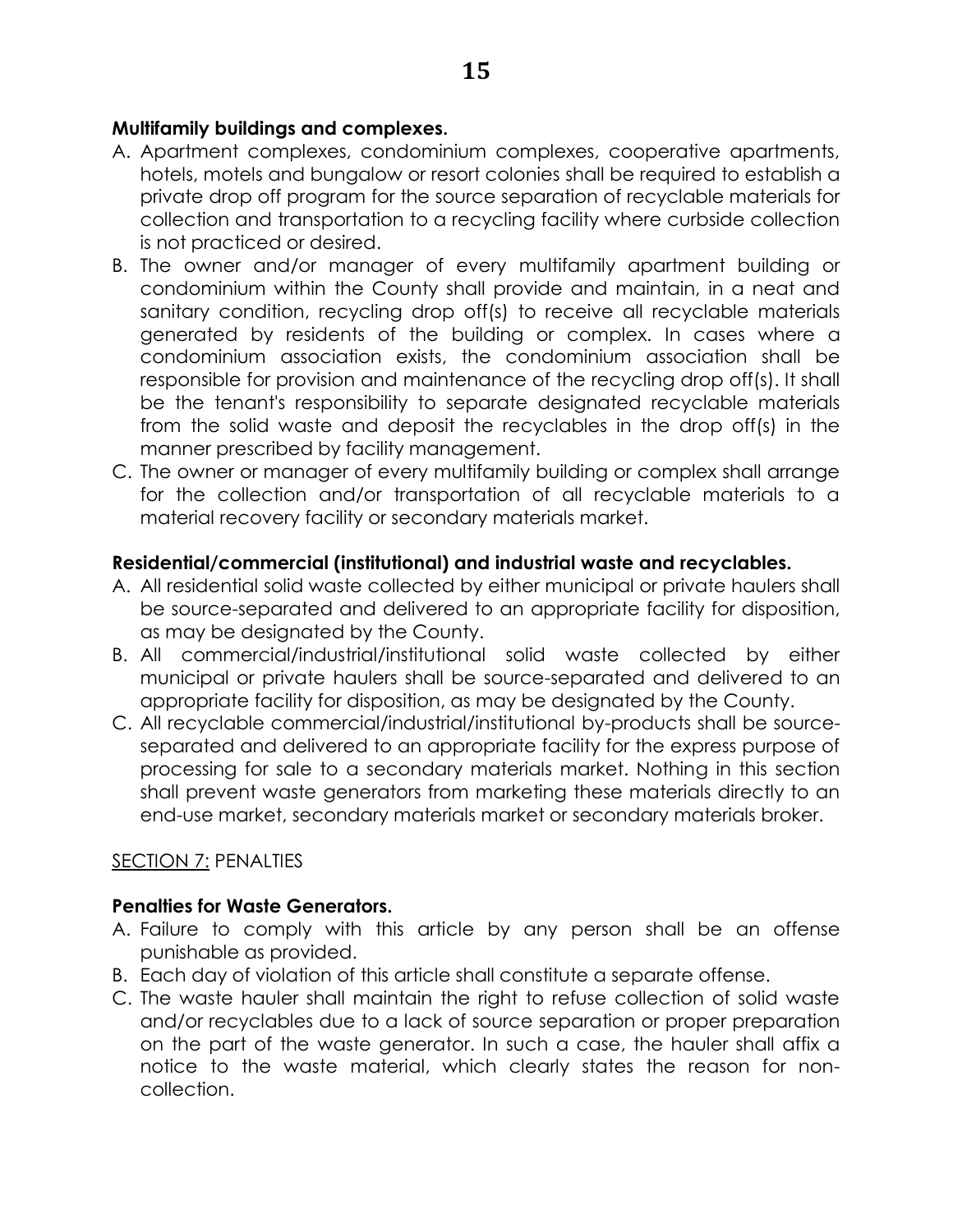**Multifamily buildings and complexes.**

A. Apartment complexes, condominium complexes, cooperative apartments, hotels, motels and bungalow or resort colonies shall be required to establish a private drop off program for the source separation of recyclable materials for collection and transportation to a recycling facility where curbside collection is not practiced or desired.
B. The owner and/or manager of every multifamily apartment building or condominium within the County shall provide and maintain, in a neat and sanitary condition, recycling drop off(s) to receive all recyclable materials generated by residents of the building or complex. In cases where a condominium association exists, the condominium association shall be responsible for provision and maintenance of the recycling drop off(s). It shall be the tenant's responsibility to separate designated recyclable materials from the solid waste and deposit the recyclables in the drop off(s) in the manner prescribed by facility management.
C. The owner or manager of every multifamily building or complex shall arrange for the collection and/or transportation of all recyclable materials to a material recovery facility or secondary materials market.

**Residential/commercial (institutional) and industrial waste and recyclables.**

A. All residential solid waste collected by either municipal or private haulers shall be source-separated and delivered to an appropriate facility for disposition, as may be designated by the County.
B. All commercial/industrial/institutional solid waste collected by either municipal or private haulers shall be source-separated and delivered to an appropriate facility for disposition, as may be designated by the County.
C. All recyclable commercial/industrial/institutional by-products shall be source-separated and delivered to an appropriate facility for the express purpose of processing for sale to a secondary materials market. Nothing in this section shall prevent waste generators from marketing these materials directly to an end-use market, secondary materials market or secondary materials broker.

SECTION 7: PENALTIES

**Penalties for Waste Generators.**

A. Failure to comply with this article by any person shall be an offense punishable as provided.
B. Each day of violation of this article shall constitute a separate offense.
C. The waste hauler shall maintain the right to refuse collection of solid waste and/or recyclables due to a lack of source separation or proper preparation on the part of the waste generator. In such a case, the hauler shall affix a notice to the waste material, which clearly states the reason for non-collection.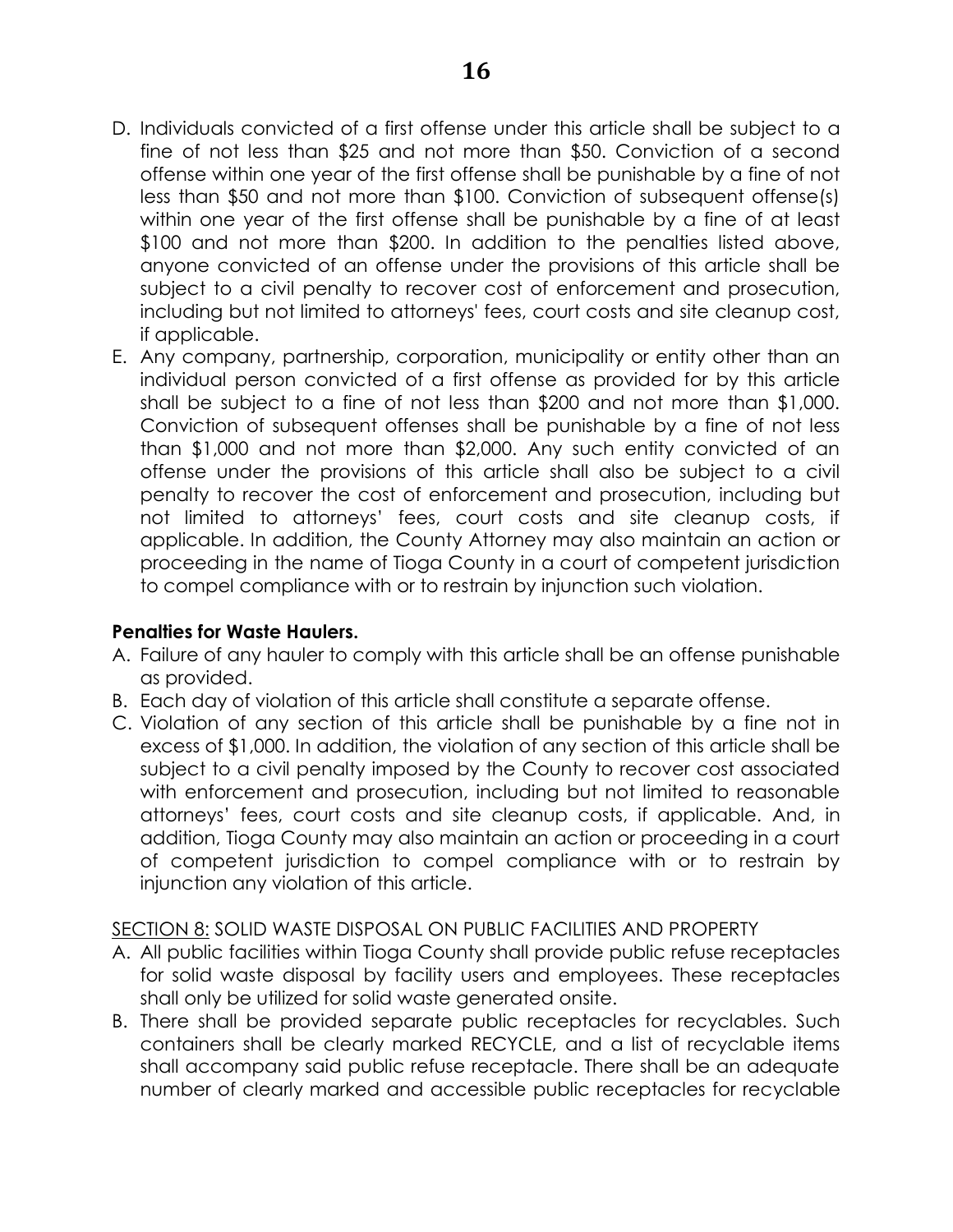D. Individuals convicted of a first offense under this article shall be subject to a fine of not less than $25 and not more than $50. Conviction of a second offense within one year of the first offense shall be punishable by a fine of not less than $50 and not more than $100. Conviction of subsequent offense(s) within one year of the first offense shall be punishable by a fine of at least $100 and not more than $200. In addition to the penalties listed above, anyone convicted of an offense under the provisions of this article shall be subject to a civil penalty to recover cost of enforcement and prosecution, including but not limited to attorneys' fees, court costs and site cleanup cost, if applicable.
E. Any company, partnership, corporation, municipality or entity other than an individual person convicted of a first offense as provided for by this article shall be subject to a fine of not less than $200 and not more than $1,000. Conviction of subsequent offenses shall be punishable by a fine of not less than $1,000 and not more than $2,000. Any such entity convicted of an offense under the provisions of this article shall also be subject to a civil penalty to recover the cost of enforcement and prosecution, including but not limited to attorneys' fees, court costs and site cleanup costs, if applicable. In addition, the County Attorney may also maintain an action or proceeding in the name of Tioga County in a court of competent jurisdiction to compel compliance with or to restrain by injunction such violation.

**Penalties for Waste Haulers.**

A. Failure of any hauler to comply with this article shall be an offense punishable as provided.
B. Each day of violation of this article shall constitute a separate offense.
C. Violation of any section of this article shall be punishable by a fine not in excess of $1,000. In addition, the violation of any section of this article shall be subject to a civil penalty imposed by the County to recover cost associated with enforcement and prosecution, including but not limited to reasonable attorneys' fees, court costs and site cleanup costs, if applicable. And, in addition, Tioga County may also maintain an action or proceeding in a court of competent jurisdiction to compel compliance with or to restrain by injunction any violation of this article.

<u>SECTION 8:</u> SOLID WASTE DISPOSAL ON PUBLIC FACILITIES AND PROPERTY

A. All public facilities within Tioga County shall provide public refuse receptacles for solid waste disposal by facility users and employees. These receptacles shall only be utilized for solid waste generated onsite.
B. There shall be provided separate public receptacles for recyclables. Such containers shall be clearly marked RECYCLE, and a list of recyclable items shall accompany said public refuse receptacle. There shall be an adequate number of clearly marked and accessible public receptacles for recyclable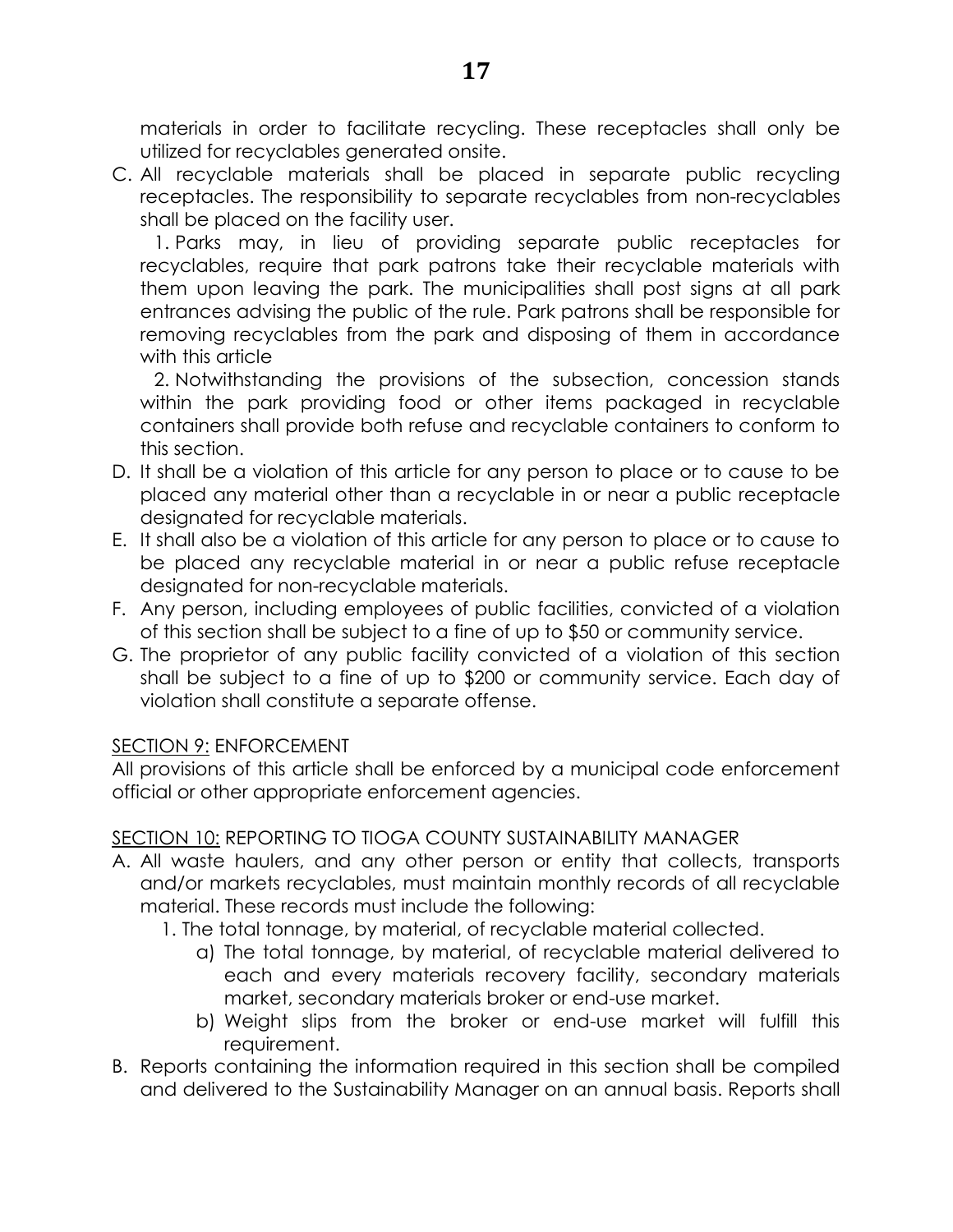materials in order to facilitate recycling. These receptacles shall only be utilized for recyclables generated onsite.

C. All recyclable materials shall be placed in separate public recycling receptacles. The responsibility to separate recyclables from non-recyclables shall be placed on the facility user.

   1. Parks may, in lieu of providing separate public receptacles for recyclables, require that park patrons take their recyclable materials with them upon leaving the park. The municipalities shall post signs at all park entrances advising the public of the rule. Park patrons shall be responsible for removing recyclables from the park and disposing of them in accordance with this article

   2. Notwithstanding the provisions of the subsection, concession stands within the park providing food or other items packaged in recyclable containers shall provide both refuse and recyclable containers to conform to this section.

D. It shall be a violation of this article for any person to place or to cause to be placed any material other than a recyclable in or near a public receptacle designated for recyclable materials.

E. It shall also be a violation of this article for any person to place or to cause to be placed any recyclable material in or near a public refuse receptacle designated for non-recyclable materials.

F. Any person, including employees of public facilities, convicted of a violation of this section shall be subject to a fine of up to $50 or community service.

G. The proprietor of any public facility convicted of a violation of this section shall be subject to a fine of up to $200 or community service. Each day of violation shall constitute a separate offense.

<u>SECTION 9:</u> ENFORCEMENT

All provisions of this article shall be enforced by a municipal code enforcement official or other appropriate enforcement agencies.

<u>SECTION 10:</u> REPORTING TO TIOGA COUNTY SUSTAINABILITY MANAGER

A. All waste haulers, and any other person or entity that collects, transports and/or markets recyclables, must maintain monthly records of all recyclable material. These records must include the following:

   1. The total tonnage, by material, of recyclable material collected.

      a) The total tonnage, by material, of recyclable material delivered to each and every materials recovery facility, secondary materials market, secondary materials broker or end-use market.

      b) Weight slips from the broker or end-use market will fulfill this requirement.

B. Reports containing the information required in this section shall be compiled and delivered to the Sustainability Manager on an annual basis. Reports shall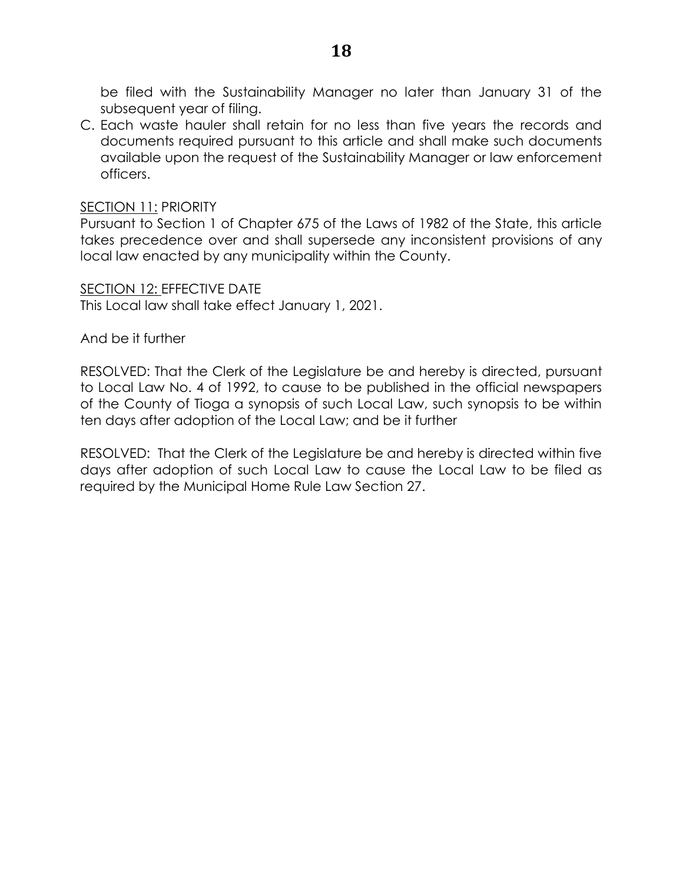be filed with the Sustainability Manager no later than January 31 of the subsequent year of filing.

C. Each waste hauler shall retain for no less than five years the records and documents required pursuant to this article and shall make such documents available upon the request of the Sustainability Manager or law enforcement officers.

<u>SECTION 11:</u> PRIORITY

Pursuant to Section 1 of Chapter 675 of the Laws of 1982 of the State, this article takes precedence over and shall supersede any inconsistent provisions of any local law enacted by any municipality within the County.

<u>SECTION 12:</u> EFFECTIVE DATE

This Local law shall take effect January 1, 2021.

And be it further

RESOLVED: That the Clerk of the Legislature be and hereby is directed, pursuant to Local Law No. 4 of 1992, to cause to be published in the official newspapers of the County of Tioga a synopsis of such Local Law, such synopsis to be within ten days after adoption of the Local Law; and be it further

RESOLVED: That the Clerk of the Legislature be and hereby is directed within five days after adoption of such Local Law to cause the Local Law to be filed as required by the Municipal Home Rule Law Section 27.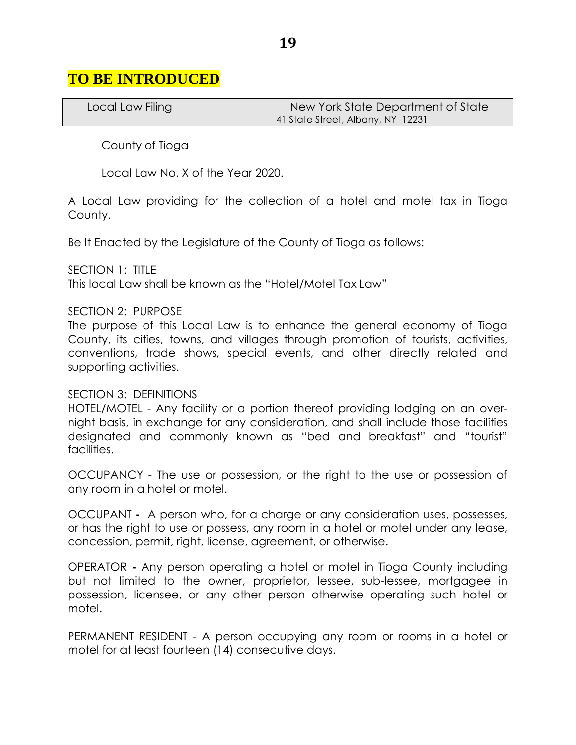# TO BE INTRODUCED

| Local Law Filing | New York State Department of State<br>41 State Street, Albany, NY 12231 |
|---|---|

County of Tioga

Local Law No. X of the Year 2020.

A Local Law providing for the collection of a hotel and motel tax in Tioga County.

Be It Enacted by the Legislature of the County of Tioga as follows:

SECTION 1: TITLE
This local Law shall be known as the "Hotel/Motel Tax Law"

SECTION 2: PURPOSE
The purpose of this Local Law is to enhance the general economy of Tioga County, its cities, towns, and villages through promotion of tourists, activities, conventions, trade shows, special events, and other directly related and supporting activities.

SECTION 3: DEFINITIONS
HOTEL/MOTEL - Any facility or a portion thereof providing lodging on an over-night basis, in exchange for any consideration, and shall include those facilities designated and commonly known as "bed and breakfast" and "tourist" facilities.

OCCUPANCY - The use or possession, or the right to the use or possession of any room in a hotel or motel.

OCCUPANT **-** A person who, for a charge or any consideration uses, possesses, or has the right to use or possess, any room in a hotel or motel under any lease, concession, permit, right, license, agreement, or otherwise.

OPERATOR **-** Any person operating a hotel or motel in Tioga County including but not limited to the owner, proprietor, lessee, sub-lessee, mortgagee in possession, licensee, or any other person otherwise operating such hotel or motel.

PERMANENT RESIDENT - A person occupying any room or rooms in a hotel or motel for at least fourteen (14) consecutive days.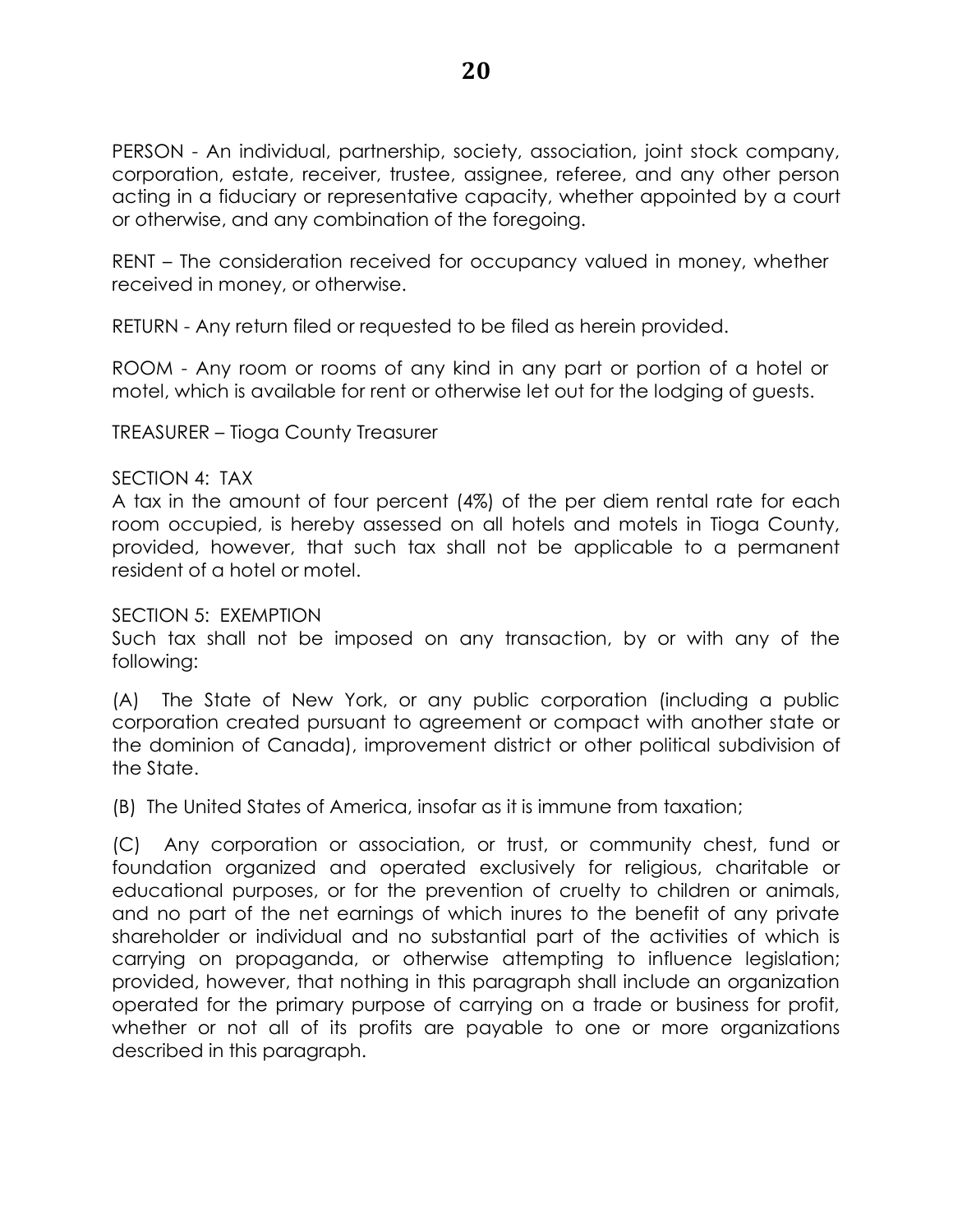PERSON - An individual, partnership, society, association, joint stock company, corporation, estate, receiver, trustee, assignee, referee, and any other person acting in a fiduciary or representative capacity, whether appointed by a court or otherwise, and any combination of the foregoing.

RENT – The consideration received for occupancy valued in money, whether received in money, or otherwise.

RETURN - Any return filed or requested to be filed as herein provided.

ROOM - Any room or rooms of any kind in any part or portion of a hotel or motel, which is available for rent or otherwise let out for the lodging of guests.

TREASURER – Tioga County Treasurer

SECTION 4: TAX

A tax in the amount of four percent (4%) of the per diem rental rate for each room occupied, is hereby assessed on all hotels and motels in Tioga County, provided, however, that such tax shall not be applicable to a permanent resident of a hotel or motel.

SECTION 5: EXEMPTION

Such tax shall not be imposed on any transaction, by or with any of the following:

(A) The State of New York, or any public corporation (including a public corporation created pursuant to agreement or compact with another state or the dominion of Canada), improvement district or other political subdivision of the State.

(B) The United States of America, insofar as it is immune from taxation;

(C) Any corporation or association, or trust, or community chest, fund or foundation organized and operated exclusively for religious, charitable or educational purposes, or for the prevention of cruelty to children or animals, and no part of the net earnings of which inures to the benefit of any private shareholder or individual and no substantial part of the activities of which is carrying on propaganda, or otherwise attempting to influence legislation; provided, however, that nothing in this paragraph shall include an organization operated for the primary purpose of carrying on a trade or business for profit, whether or not all of its profits are payable to one or more organizations described in this paragraph.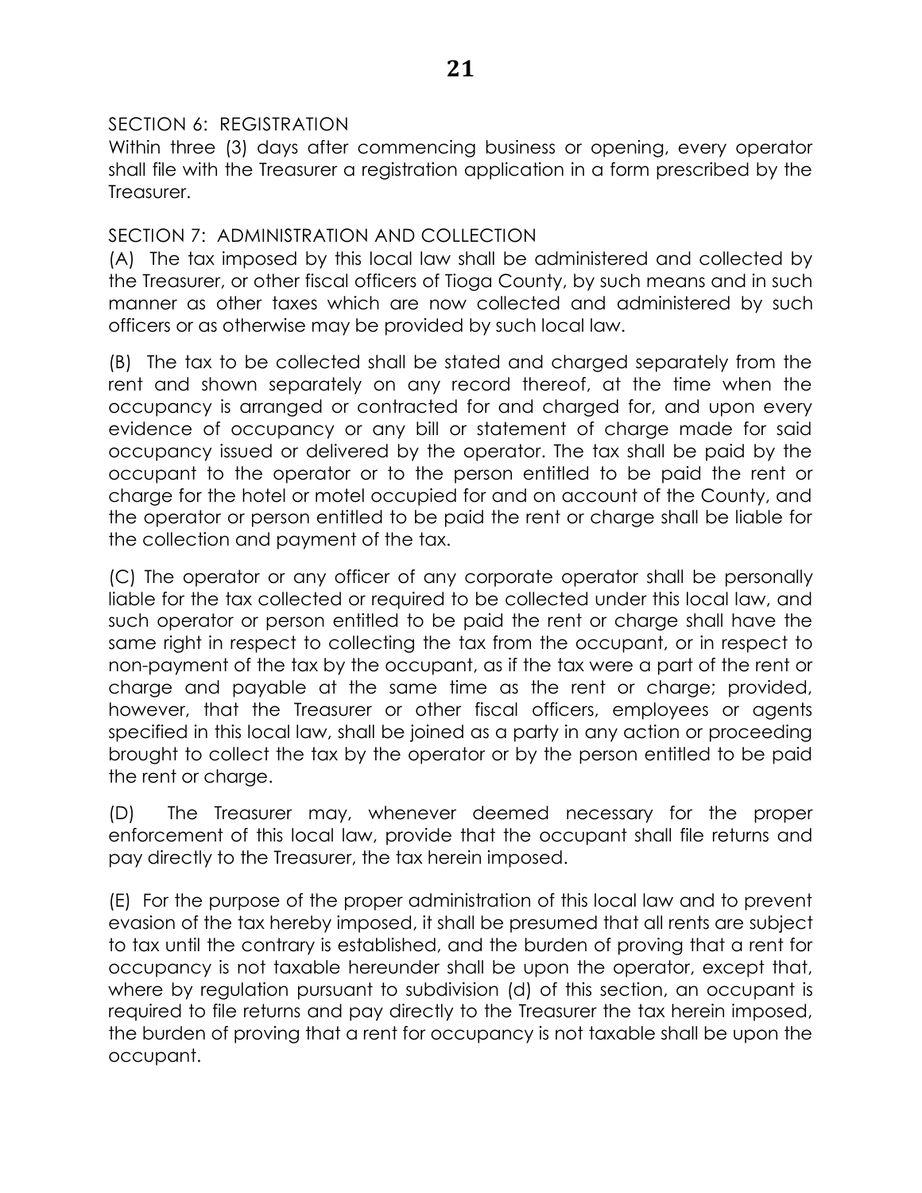SECTION 6: REGISTRATION

Within three (3) days after commencing business or opening, every operator shall file with the Treasurer a registration application in a form prescribed by the Treasurer.

SECTION 7: ADMINISTRATION AND COLLECTION

(A) The tax imposed by this local law shall be administered and collected by the Treasurer, or other fiscal officers of Tioga County, by such means and in such manner as other taxes which are now collected and administered by such officers or as otherwise may be provided by such local law.

(B) The tax to be collected shall be stated and charged separately from the rent and shown separately on any record thereof, at the time when the occupancy is arranged or contracted for and charged for, and upon every evidence of occupancy or any bill or statement of charge made for said occupancy issued or delivered by the operator. The tax shall be paid by the occupant to the operator or to the person entitled to be paid the rent or charge for the hotel or motel occupied for and on account of the County, and the operator or person entitled to be paid the rent or charge shall be liable for the collection and payment of the tax.

(C) The operator or any officer of any corporate operator shall be personally liable for the tax collected or required to be collected under this local law, and such operator or person entitled to be paid the rent or charge shall have the same right in respect to collecting the tax from the occupant, or in respect to non-payment of the tax by the occupant, as if the tax were a part of the rent or charge and payable at the same time as the rent or charge; provided, however, that the Treasurer or other fiscal officers, employees or agents specified in this local law, shall be joined as a party in any action or proceeding brought to collect the tax by the operator or by the person entitled to be paid the rent or charge.

(D) The Treasurer may, whenever deemed necessary for the proper enforcement of this local law, provide that the occupant shall file returns and pay directly to the Treasurer, the tax herein imposed.

(E) For the purpose of the proper administration of this local law and to prevent evasion of the tax hereby imposed, it shall be presumed that all rents are subject to tax until the contrary is established, and the burden of proving that a rent for occupancy is not taxable hereunder shall be upon the operator, except that, where by regulation pursuant to subdivision (d) of this section, an occupant is required to file returns and pay directly to the Treasurer the tax herein imposed, the burden of proving that a rent for occupancy is not taxable shall be upon the occupant.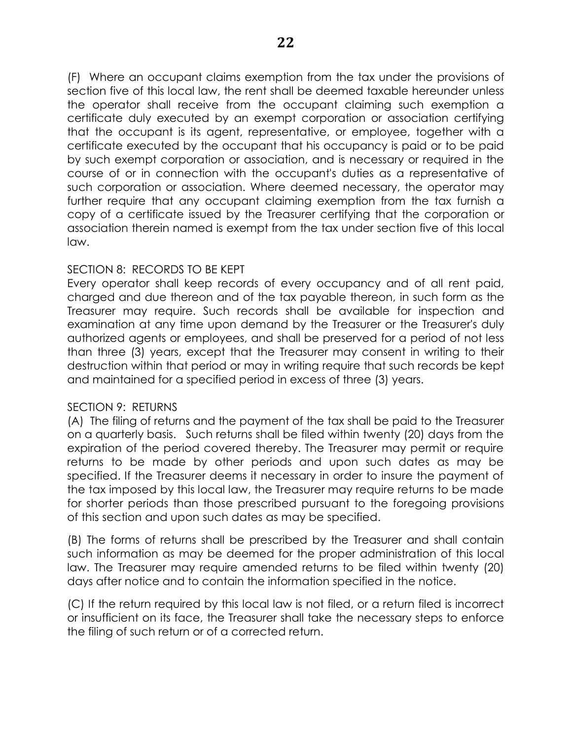(F) Where an occupant claims exemption from the tax under the provisions of section five of this local law, the rent shall be deemed taxable hereunder unless the operator shall receive from the occupant claiming such exemption a certificate duly executed by an exempt corporation or association certifying that the occupant is its agent, representative, or employee, together with a certificate executed by the occupant that his occupancy is paid or to be paid by such exempt corporation or association, and is necessary or required in the course of or in connection with the occupant's duties as a representative of such corporation or association. Where deemed necessary, the operator may further require that any occupant claiming exemption from the tax furnish a copy of a certificate issued by the Treasurer certifying that the corporation or association therein named is exempt from the tax under section five of this local law.

SECTION 8: RECORDS TO BE KEPT

Every operator shall keep records of every occupancy and of all rent paid, charged and due thereon and of the tax payable thereon, in such form as the Treasurer may require. Such records shall be available for inspection and examination at any time upon demand by the Treasurer or the Treasurer's duly authorized agents or employees, and shall be preserved for a period of not less than three (3) years, except that the Treasurer may consent in writing to their destruction within that period or may in writing require that such records be kept and maintained for a specified period in excess of three (3) years.

SECTION 9: RETURNS

(A) The filing of returns and the payment of the tax shall be paid to the Treasurer on a quarterly basis. Such returns shall be filed within twenty (20) days from the expiration of the period covered thereby. The Treasurer may permit or require returns to be made by other periods and upon such dates as may be specified. If the Treasurer deems it necessary in order to insure the payment of the tax imposed by this local law, the Treasurer may require returns to be made for shorter periods than those prescribed pursuant to the foregoing provisions of this section and upon such dates as may be specified.

(B) The forms of returns shall be prescribed by the Treasurer and shall contain such information as may be deemed for the proper administration of this local law. The Treasurer may require amended returns to be filed within twenty (20) days after notice and to contain the information specified in the notice.

(C) If the return required by this local law is not filed, or a return filed is incorrect or insufficient on its face, the Treasurer shall take the necessary steps to enforce the filing of such return or of a corrected return.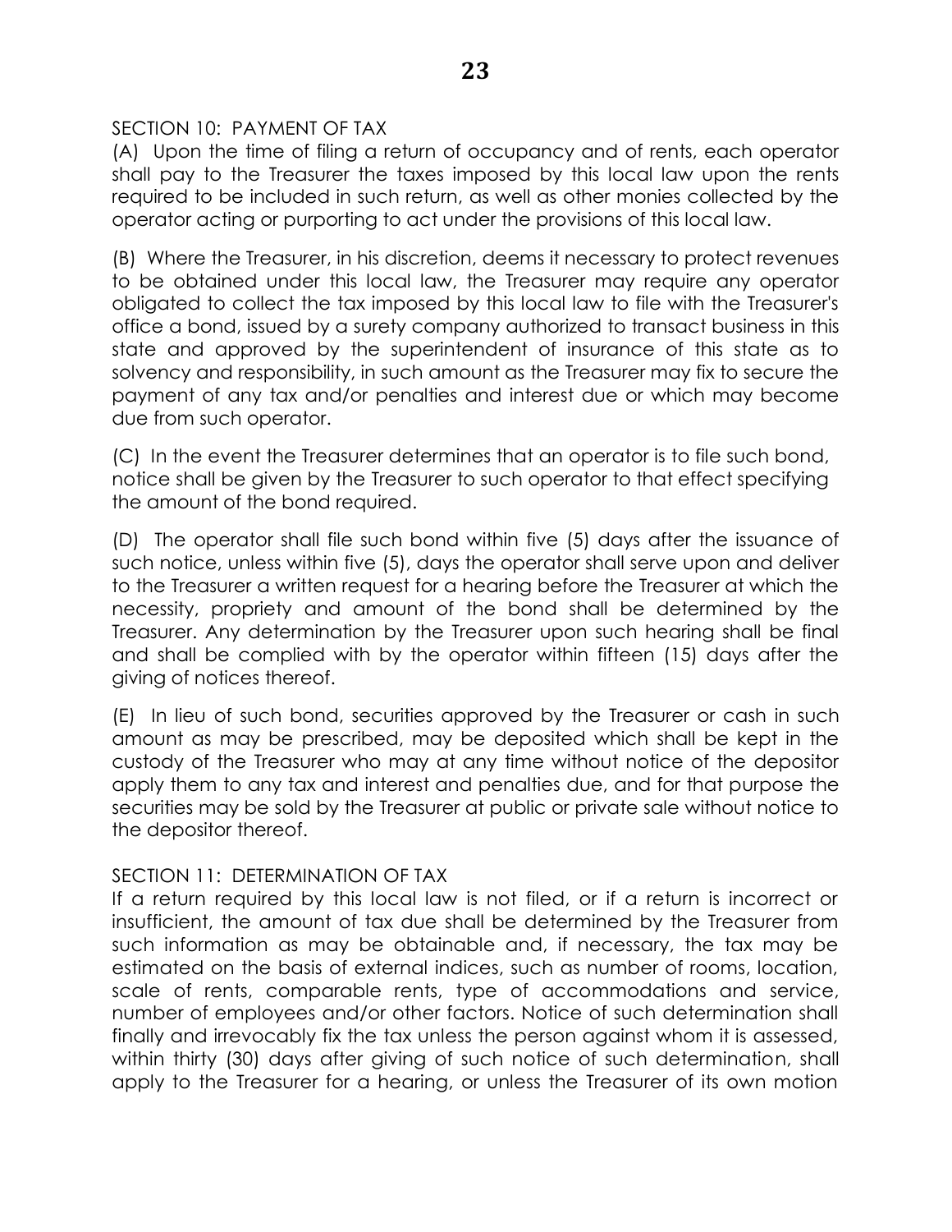## SECTION 10: PAYMENT OF TAX

(A) Upon the time of filing a return of occupancy and of rents, each operator shall pay to the Treasurer the taxes imposed by this local law upon the rents required to be included in such return, as well as other monies collected by the operator acting or purporting to act under the provisions of this local law.

(B) Where the Treasurer, in his discretion, deems it necessary to protect revenues to be obtained under this local law, the Treasurer may require any operator obligated to collect the tax imposed by this local law to file with the Treasurer's office a bond, issued by a surety company authorized to transact business in this state and approved by the superintendent of insurance of this state as to solvency and responsibility, in such amount as the Treasurer may fix to secure the payment of any tax and/or penalties and interest due or which may become due from such operator.

(C) In the event the Treasurer determines that an operator is to file such bond, notice shall be given by the Treasurer to such operator to that effect specifying the amount of the bond required.

(D) The operator shall file such bond within five (5) days after the issuance of such notice, unless within five (5), days the operator shall serve upon and deliver to the Treasurer a written request for a hearing before the Treasurer at which the necessity, propriety and amount of the bond shall be determined by the Treasurer. Any determination by the Treasurer upon such hearing shall be final and shall be complied with by the operator within fifteen (15) days after the giving of notices thereof.

(E) In lieu of such bond, securities approved by the Treasurer or cash in such amount as may be prescribed, may be deposited which shall be kept in the custody of the Treasurer who may at any time without notice of the depositor apply them to any tax and interest and penalties due, and for that purpose the securities may be sold by the Treasurer at public or private sale without notice to the depositor thereof.

## SECTION 11: DETERMINATION OF TAX

If a return required by this local law is not filed, or if a return is incorrect or insufficient, the amount of tax due shall be determined by the Treasurer from such information as may be obtainable and, if necessary, the tax may be estimated on the basis of external indices, such as number of rooms, location, scale of rents, comparable rents, type of accommodations and service, number of employees and/or other factors. Notice of such determination shall finally and irrevocably fix the tax unless the person against whom it is assessed, within thirty (30) days after giving of such notice of such determination, shall apply to the Treasurer for a hearing, or unless the Treasurer of its own motion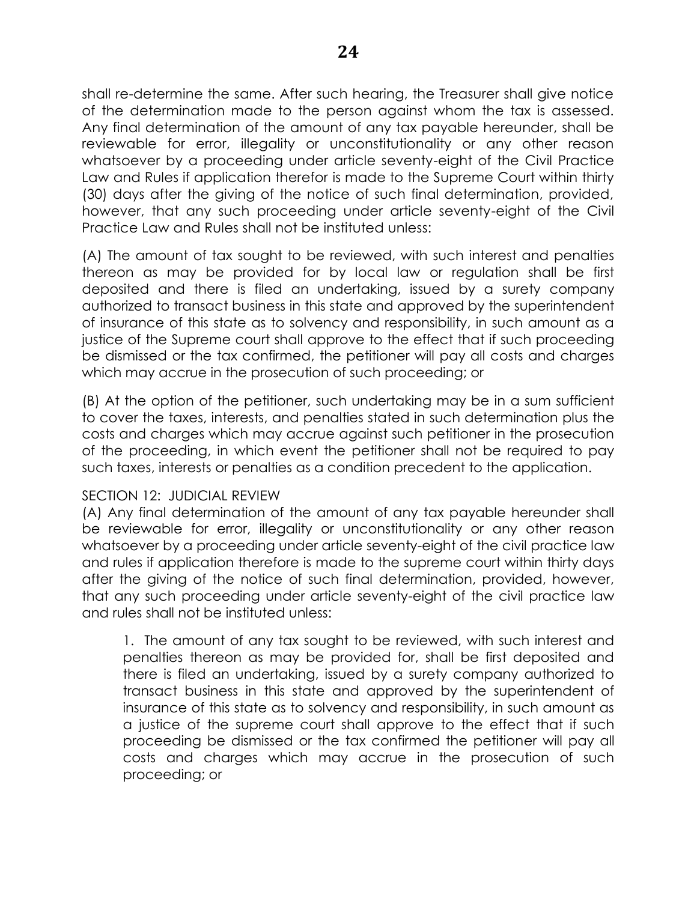shall re-determine the same. After such hearing, the Treasurer shall give notice of the determination made to the person against whom the tax is assessed. Any final determination of the amount of any tax payable hereunder, shall be reviewable for error, illegality or unconstitutionality or any other reason whatsoever by a proceeding under article seventy-eight of the Civil Practice Law and Rules if application therefor is made to the Supreme Court within thirty (30) days after the giving of the notice of such final determination, provided, however, that any such proceeding under article seventy-eight of the Civil Practice Law and Rules shall not be instituted unless:

(A) The amount of tax sought to be reviewed, with such interest and penalties thereon as may be provided for by local law or regulation shall be first deposited and there is filed an undertaking, issued by a surety company authorized to transact business in this state and approved by the superintendent of insurance of this state as to solvency and responsibility, in such amount as a justice of the Supreme court shall approve to the effect that if such proceeding be dismissed or the tax confirmed, the petitioner will pay all costs and charges which may accrue in the prosecution of such proceeding; or

(B) At the option of the petitioner, such undertaking may be in a sum sufficient to cover the taxes, interests, and penalties stated in such determination plus the costs and charges which may accrue against such petitioner in the prosecution of the proceeding, in which event the petitioner shall not be required to pay such taxes, interests or penalties as a condition precedent to the application.

SECTION 12: JUDICIAL REVIEW

(A) Any final determination of the amount of any tax payable hereunder shall be reviewable for error, illegality or unconstitutionality or any other reason whatsoever by a proceeding under article seventy-eight of the civil practice law and rules if application therefore is made to the supreme court within thirty days after the giving of the notice of such final determination, provided, however, that any such proceeding under article seventy-eight of the civil practice law and rules shall not be instituted unless:

1. The amount of any tax sought to be reviewed, with such interest and penalties thereon as may be provided for, shall be first deposited and there is filed an undertaking, issued by a surety company authorized to transact business in this state and approved by the superintendent of insurance of this state as to solvency and responsibility, in such amount as a justice of the supreme court shall approve to the effect that if such proceeding be dismissed or the tax confirmed the petitioner will pay all costs and charges which may accrue in the prosecution of such proceeding; or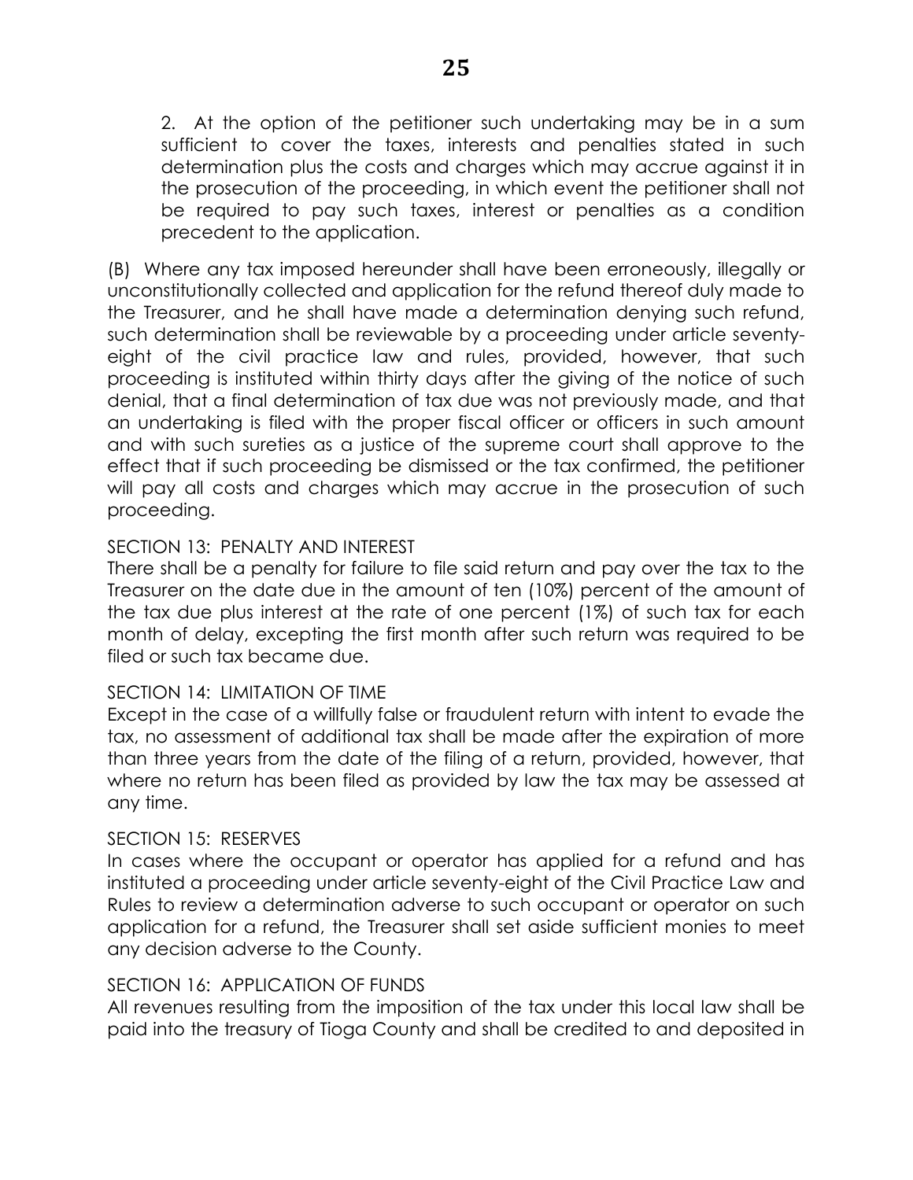2. At the option of the petitioner such undertaking may be in a sum sufficient to cover the taxes, interests and penalties stated in such determination plus the costs and charges which may accrue against it in the prosecution of the proceeding, in which event the petitioner shall not be required to pay such taxes, interest or penalties as a condition precedent to the application.

(B) Where any tax imposed hereunder shall have been erroneously, illegally or unconstitutionally collected and application for the refund thereof duly made to the Treasurer, and he shall have made a determination denying such refund, such determination shall be reviewable by a proceeding under article seventy-eight of the civil practice law and rules, provided, however, that such proceeding is instituted within thirty days after the giving of the notice of such denial, that a final determination of tax due was not previously made, and that an undertaking is filed with the proper fiscal officer or officers in such amount and with such sureties as a justice of the supreme court shall approve to the effect that if such proceeding be dismissed or the tax confirmed, the petitioner will pay all costs and charges which may accrue in the prosecution of such proceeding.

SECTION 13: PENALTY AND INTEREST

There shall be a penalty for failure to file said return and pay over the tax to the Treasurer on the date due in the amount of ten (10%) percent of the amount of the tax due plus interest at the rate of one percent (1%) of such tax for each month of delay, excepting the first month after such return was required to be filed or such tax became due.

SECTION 14: LIMITATION OF TIME

Except in the case of a willfully false or fraudulent return with intent to evade the tax, no assessment of additional tax shall be made after the expiration of more than three years from the date of the filing of a return, provided, however, that where no return has been filed as provided by law the tax may be assessed at any time.

SECTION 15: RESERVES

In cases where the occupant or operator has applied for a refund and has instituted a proceeding under article seventy-eight of the Civil Practice Law and Rules to review a determination adverse to such occupant or operator on such application for a refund, the Treasurer shall set aside sufficient monies to meet any decision adverse to the County.

SECTION 16: APPLICATION OF FUNDS

All revenues resulting from the imposition of the tax under this local law shall be paid into the treasury of Tioga County and shall be credited to and deposited in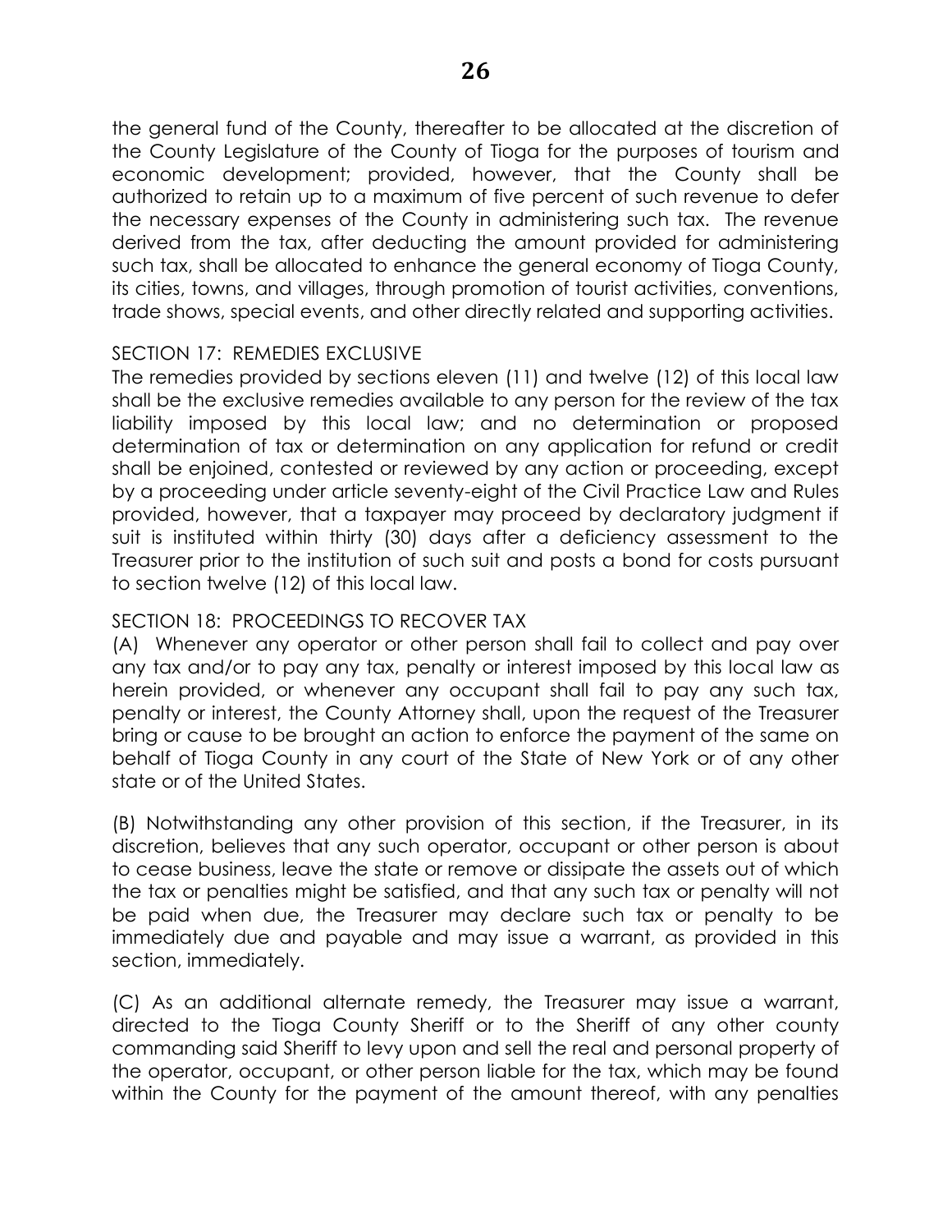the general fund of the County, thereafter to be allocated at the discretion of the County Legislature of the County of Tioga for the purposes of tourism and economic development; provided, however, that the County shall be authorized to retain up to a maximum of five percent of such revenue to defer the necessary expenses of the County in administering such tax. The revenue derived from the tax, after deducting the amount provided for administering such tax, shall be allocated to enhance the general economy of Tioga County, its cities, towns, and villages, through promotion of tourist activities, conventions, trade shows, special events, and other directly related and supporting activities.

SECTION 17: REMEDIES EXCLUSIVE

The remedies provided by sections eleven (11) and twelve (12) of this local law shall be the exclusive remedies available to any person for the review of the tax liability imposed by this local law; and no determination or proposed determination of tax or determination on any application for refund or credit shall be enjoined, contested or reviewed by any action or proceeding, except by a proceeding under article seventy-eight of the Civil Practice Law and Rules provided, however, that a taxpayer may proceed by declaratory judgment if suit is instituted within thirty (30) days after a deficiency assessment to the Treasurer prior to the institution of such suit and posts a bond for costs pursuant to section twelve (12) of this local law.

SECTION 18: PROCEEDINGS TO RECOVER TAX

(A) Whenever any operator or other person shall fail to collect and pay over any tax and/or to pay any tax, penalty or interest imposed by this local law as herein provided, or whenever any occupant shall fail to pay any such tax, penalty or interest, the County Attorney shall, upon the request of the Treasurer bring or cause to be brought an action to enforce the payment of the same on behalf of Tioga County in any court of the State of New York or of any other state or of the United States.

(B) Notwithstanding any other provision of this section, if the Treasurer, in its discretion, believes that any such operator, occupant or other person is about to cease business, leave the state or remove or dissipate the assets out of which the tax or penalties might be satisfied, and that any such tax or penalty will not be paid when due, the Treasurer may declare such tax or penalty to be immediately due and payable and may issue a warrant, as provided in this section, immediately.

(C) As an additional alternate remedy, the Treasurer may issue a warrant, directed to the Tioga County Sheriff or to the Sheriff of any other county commanding said Sheriff to levy upon and sell the real and personal property of the operator, occupant, or other person liable for the tax, which may be found within the County for the payment of the amount thereof, with any penalties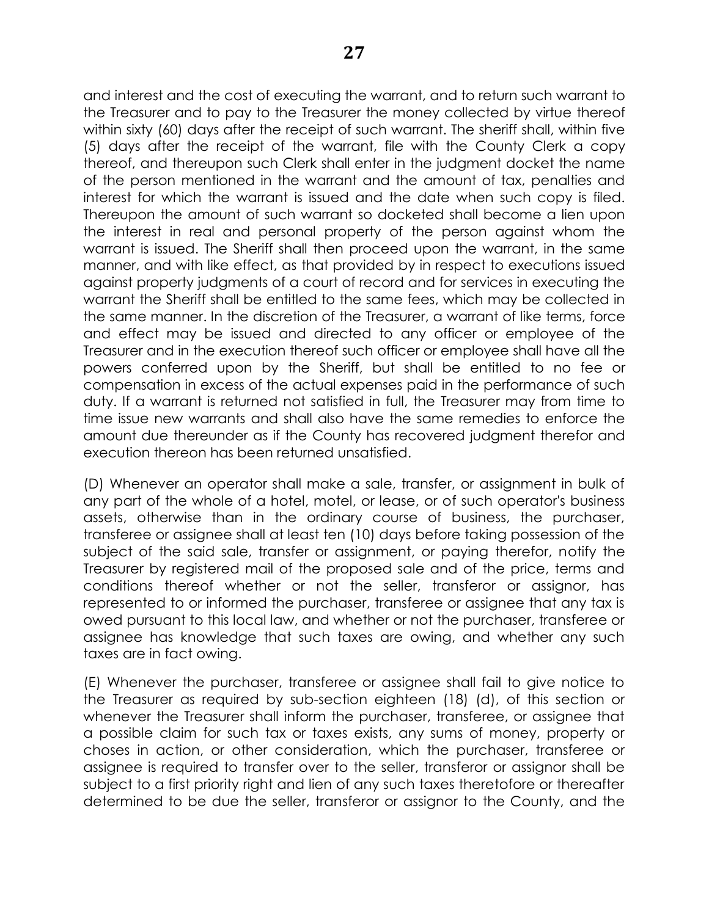and interest and the cost of executing the warrant, and to return such warrant to the Treasurer and to pay to the Treasurer the money collected by virtue thereof within sixty (60) days after the receipt of such warrant. The sheriff shall, within five (5) days after the receipt of the warrant, file with the County Clerk a copy thereof, and thereupon such Clerk shall enter in the judgment docket the name of the person mentioned in the warrant and the amount of tax, penalties and interest for which the warrant is issued and the date when such copy is filed. Thereupon the amount of such warrant so docketed shall become a lien upon the interest in real and personal property of the person against whom the warrant is issued. The Sheriff shall then proceed upon the warrant, in the same manner, and with like effect, as that provided by in respect to executions issued against property judgments of a court of record and for services in executing the warrant the Sheriff shall be entitled to the same fees, which may be collected in the same manner. In the discretion of the Treasurer, a warrant of like terms, force and effect may be issued and directed to any officer or employee of the Treasurer and in the execution thereof such officer or employee shall have all the powers conferred upon by the Sheriff, but shall be entitled to no fee or compensation in excess of the actual expenses paid in the performance of such duty. If a warrant is returned not satisfied in full, the Treasurer may from time to time issue new warrants and shall also have the same remedies to enforce the amount due thereunder as if the County has recovered judgment therefor and execution thereon has been returned unsatisfied.

(D) Whenever an operator shall make a sale, transfer, or assignment in bulk of any part of the whole of a hotel, motel, or lease, or of such operator's business assets, otherwise than in the ordinary course of business, the purchaser, transferee or assignee shall at least ten (10) days before taking possession of the subject of the said sale, transfer or assignment, or paying therefor, notify the Treasurer by registered mail of the proposed sale and of the price, terms and conditions thereof whether or not the seller, transferor or assignor, has represented to or informed the purchaser, transferee or assignee that any tax is owed pursuant to this local law, and whether or not the purchaser, transferee or assignee has knowledge that such taxes are owing, and whether any such taxes are in fact owing.

(E) Whenever the purchaser, transferee or assignee shall fail to give notice to the Treasurer as required by sub-section eighteen (18) (d), of this section or whenever the Treasurer shall inform the purchaser, transferee, or assignee that a possible claim for such tax or taxes exists, any sums of money, property or choses in action, or other consideration, which the purchaser, transferee or assignee is required to transfer over to the seller, transferor or assignor shall be subject to a first priority right and lien of any such taxes theretofore or thereafter determined to be due the seller, transferor or assignor to the County, and the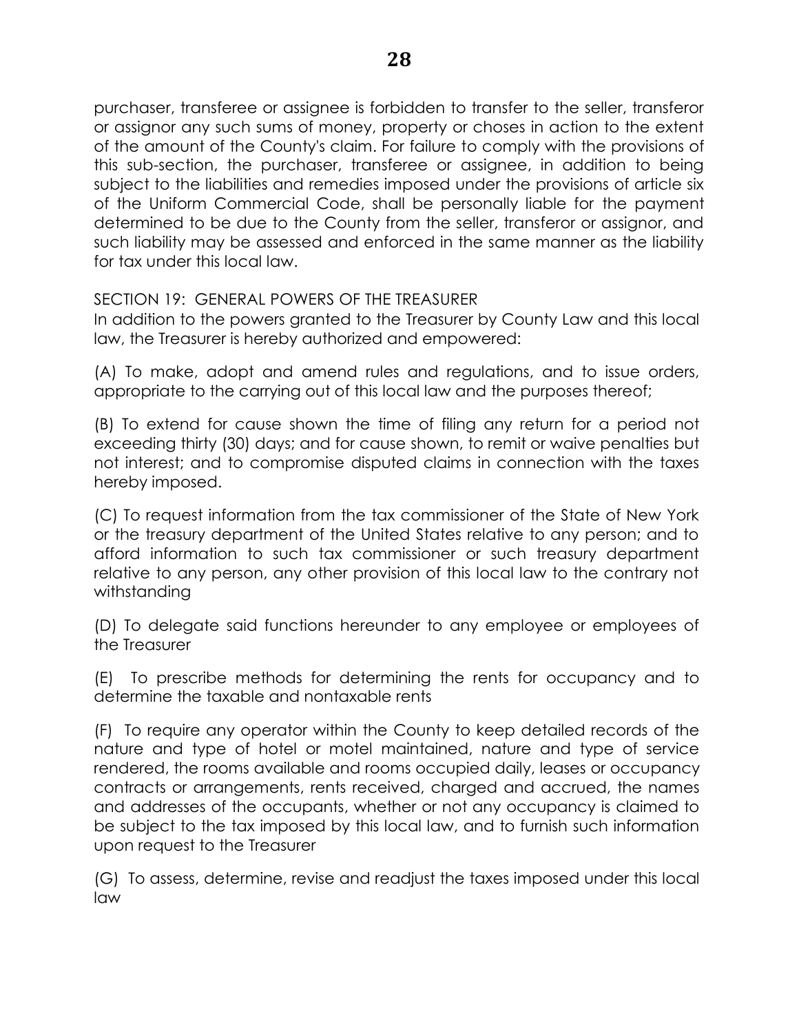purchaser, transferee or assignee is forbidden to transfer to the seller, transferor or assignor any such sums of money, property or choses in action to the extent of the amount of the County's claim. For failure to comply with the provisions of this sub-section, the purchaser, transferee or assignee, in addition to being subject to the liabilities and remedies imposed under the provisions of article six of the Uniform Commercial Code, shall be personally liable for the payment determined to be due to the County from the seller, transferor or assignor, and such liability may be assessed and enforced in the same manner as the liability for tax under this local law.

SECTION 19: GENERAL POWERS OF THE TREASURER

In addition to the powers granted to the Treasurer by County Law and this local law, the Treasurer is hereby authorized and empowered:

(A) To make, adopt and amend rules and regulations, and to issue orders, appropriate to the carrying out of this local law and the purposes thereof;

(B) To extend for cause shown the time of filing any return for a period not exceeding thirty (30) days; and for cause shown, to remit or waive penalties but not interest; and to compromise disputed claims in connection with the taxes hereby imposed.

(C) To request information from the tax commissioner of the State of New York or the treasury department of the United States relative to any person; and to afford information to such tax commissioner or such treasury department relative to any person, any other provision of this local law to the contrary not withstanding

(D) To delegate said functions hereunder to any employee or employees of the Treasurer

(E) To prescribe methods for determining the rents for occupancy and to determine the taxable and nontaxable rents

(F) To require any operator within the County to keep detailed records of the nature and type of hotel or motel maintained, nature and type of service rendered, the rooms available and rooms occupied daily, leases or occupancy contracts or arrangements, rents received, charged and accrued, the names and addresses of the occupants, whether or not any occupancy is claimed to be subject to the tax imposed by this local law, and to furnish such information upon request to the Treasurer

(G) To assess, determine, revise and readjust the taxes imposed under this local law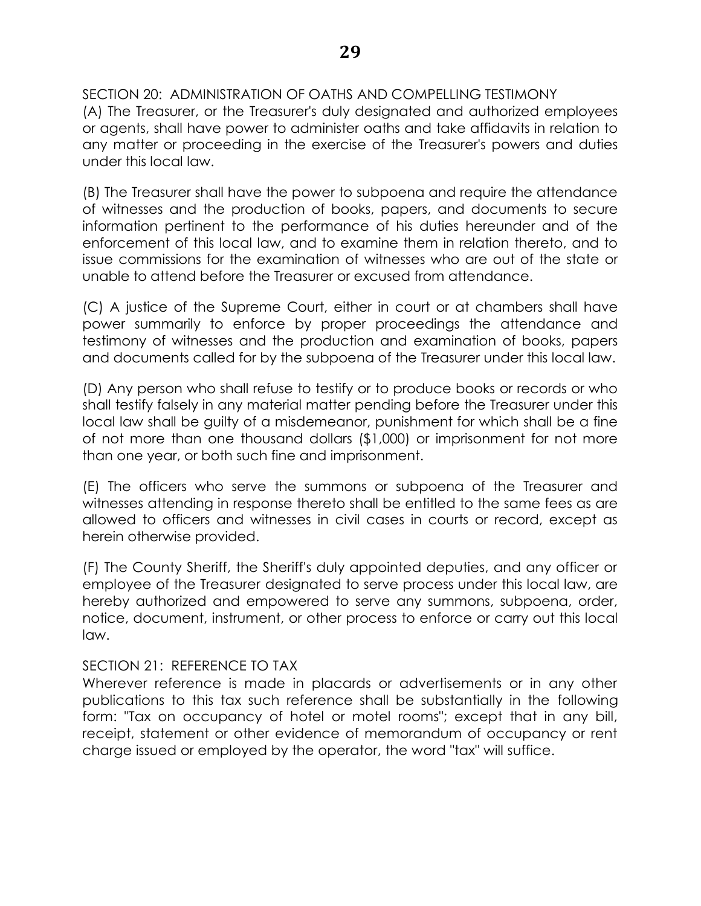SECTION 20: ADMINISTRATION OF OATHS AND COMPELLING TESTIMONY

(A) The Treasurer, or the Treasurer's duly designated and authorized employees or agents, shall have power to administer oaths and take affidavits in relation to any matter or proceeding in the exercise of the Treasurer's powers and duties under this local law.

(B) The Treasurer shall have the power to subpoena and require the attendance of witnesses and the production of books, papers, and documents to secure information pertinent to the performance of his duties hereunder and of the enforcement of this local law, and to examine them in relation thereto, and to issue commissions for the examination of witnesses who are out of the state or unable to attend before the Treasurer or excused from attendance.

(C) A justice of the Supreme Court, either in court or at chambers shall have power summarily to enforce by proper proceedings the attendance and testimony of witnesses and the production and examination of books, papers and documents called for by the subpoena of the Treasurer under this local law.

(D) Any person who shall refuse to testify or to produce books or records or who shall testify falsely in any material matter pending before the Treasurer under this local law shall be guilty of a misdemeanor, punishment for which shall be a fine of not more than one thousand dollars ($1,000) or imprisonment for not more than one year, or both such fine and imprisonment.

(E) The officers who serve the summons or subpoena of the Treasurer and witnesses attending in response thereto shall be entitled to the same fees as are allowed to officers and witnesses in civil cases in courts or record, except as herein otherwise provided.

(F) The County Sheriff, the Sheriff's duly appointed deputies, and any officer or employee of the Treasurer designated to serve process under this local law, are hereby authorized and empowered to serve any summons, subpoena, order, notice, document, instrument, or other process to enforce or carry out this local law.

SECTION 21: REFERENCE TO TAX

Wherever reference is made in placards or advertisements or in any other publications to this tax such reference shall be substantially in the following form: "Tax on occupancy of hotel or motel rooms"; except that in any bill, receipt, statement or other evidence of memorandum of occupancy or rent charge issued or employed by the operator, the word "tax" will suffice.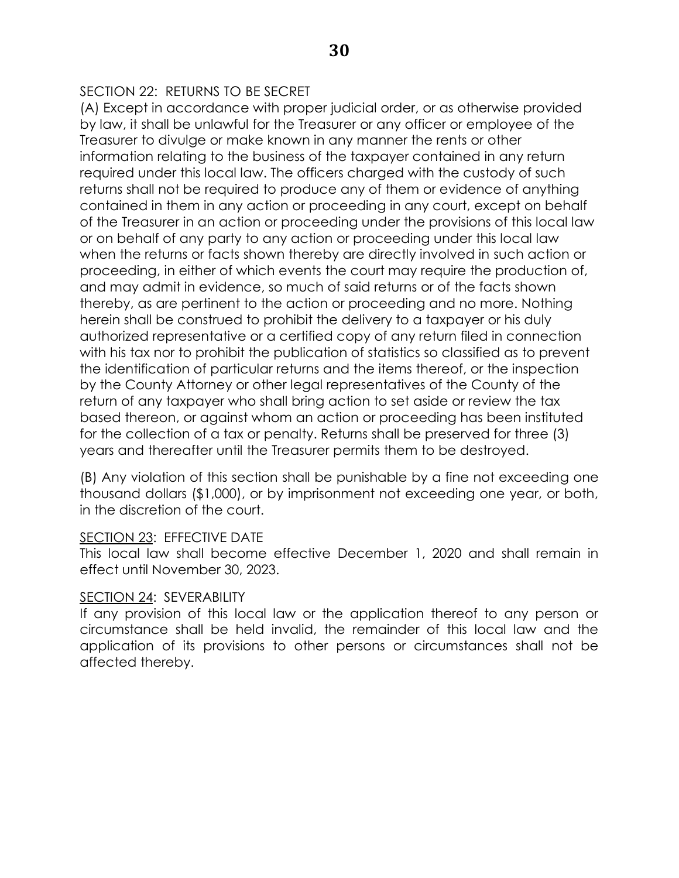SECTION 22: RETURNS TO BE SECRET

(A) Except in accordance with proper judicial order, or as otherwise provided by law, it shall be unlawful for the Treasurer or any officer or employee of the Treasurer to divulge or make known in any manner the rents or other information relating to the business of the taxpayer contained in any return required under this local law. The officers charged with the custody of such returns shall not be required to produce any of them or evidence of anything contained in them in any action or proceeding in any court, except on behalf of the Treasurer in an action or proceeding under the provisions of this local law or on behalf of any party to any action or proceeding under this local law when the returns or facts shown thereby are directly involved in such action or proceeding, in either of which events the court may require the production of, and may admit in evidence, so much of said returns or of the facts shown thereby, as are pertinent to the action or proceeding and no more. Nothing herein shall be construed to prohibit the delivery to a taxpayer or his duly authorized representative or a certified copy of any return filed in connection with his tax nor to prohibit the publication of statistics so classified as to prevent the identification of particular returns and the items thereof, or the inspection by the County Attorney or other legal representatives of the County of the return of any taxpayer who shall bring action to set aside or review the tax based thereon, or against whom an action or proceeding has been instituted for the collection of a tax or penalty. Returns shall be preserved for three (3) years and thereafter until the Treasurer permits them to be destroyed.

(B) Any violation of this section shall be punishable by a fine not exceeding one thousand dollars ($1,000), or by imprisonment not exceeding one year, or both, in the discretion of the court.

<u>SECTION 23</u>: EFFECTIVE DATE

This local law shall become effective December 1, 2020 and shall remain in effect until November 30, 2023.

<u>SECTION 24</u>: SEVERABILITY

If any provision of this local law or the application thereof to any person or circumstance shall be held invalid, the remainder of this local law and the application of its provisions to other persons or circumstances shall not be affected thereby.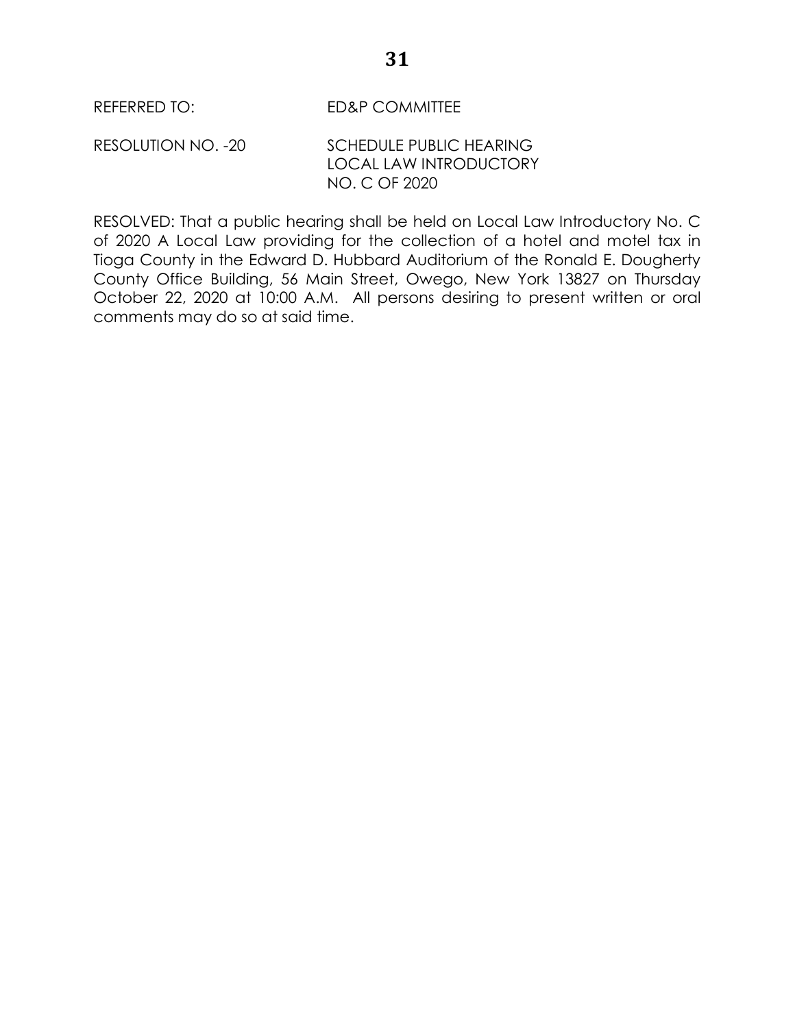REFERRED TO: ED&P COMMITTEE

RESOLUTION NO. -20 SCHEDULE PUBLIC HEARING
LOCAL LAW INTRODUCTORY
NO. C OF 2020

RESOLVED: That a public hearing shall be held on Local Law Introductory No. C of 2020 A Local Law providing for the collection of a hotel and motel tax in Tioga County in the Edward D. Hubbard Auditorium of the Ronald E. Dougherty County Office Building, 56 Main Street, Owego, New York 13827 on Thursday October 22, 2020 at 10:00 A.M. All persons desiring to present written or oral comments may do so at said time.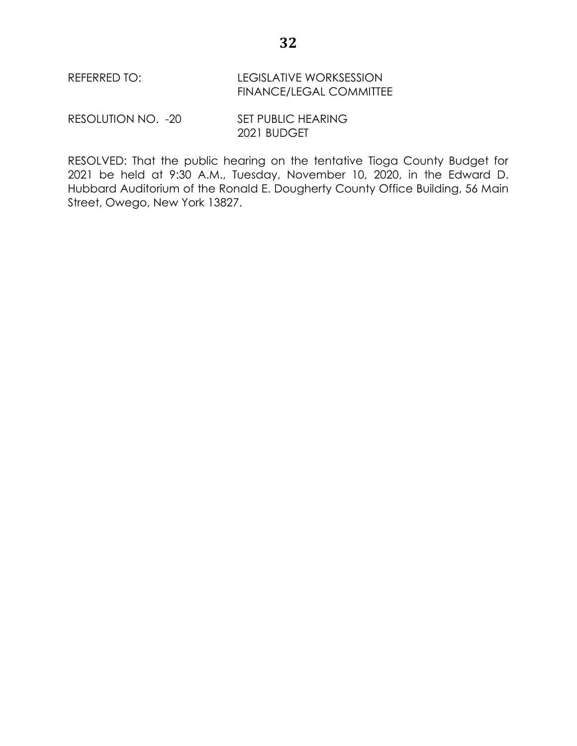REFERRED TO: LEGISLATIVE WORKSESSION
FINANCE/LEGAL COMMITTEE

RESOLUTION NO. -20 SET PUBLIC HEARING
2021 BUDGET

RESOLVED: That the public hearing on the tentative Tioga County Budget for 2021 be held at 9:30 A.M., Tuesday, November 10, 2020, in the Edward D. Hubbard Auditorium of the Ronald E. Dougherty County Office Building, 56 Main Street, Owego, New York 13827.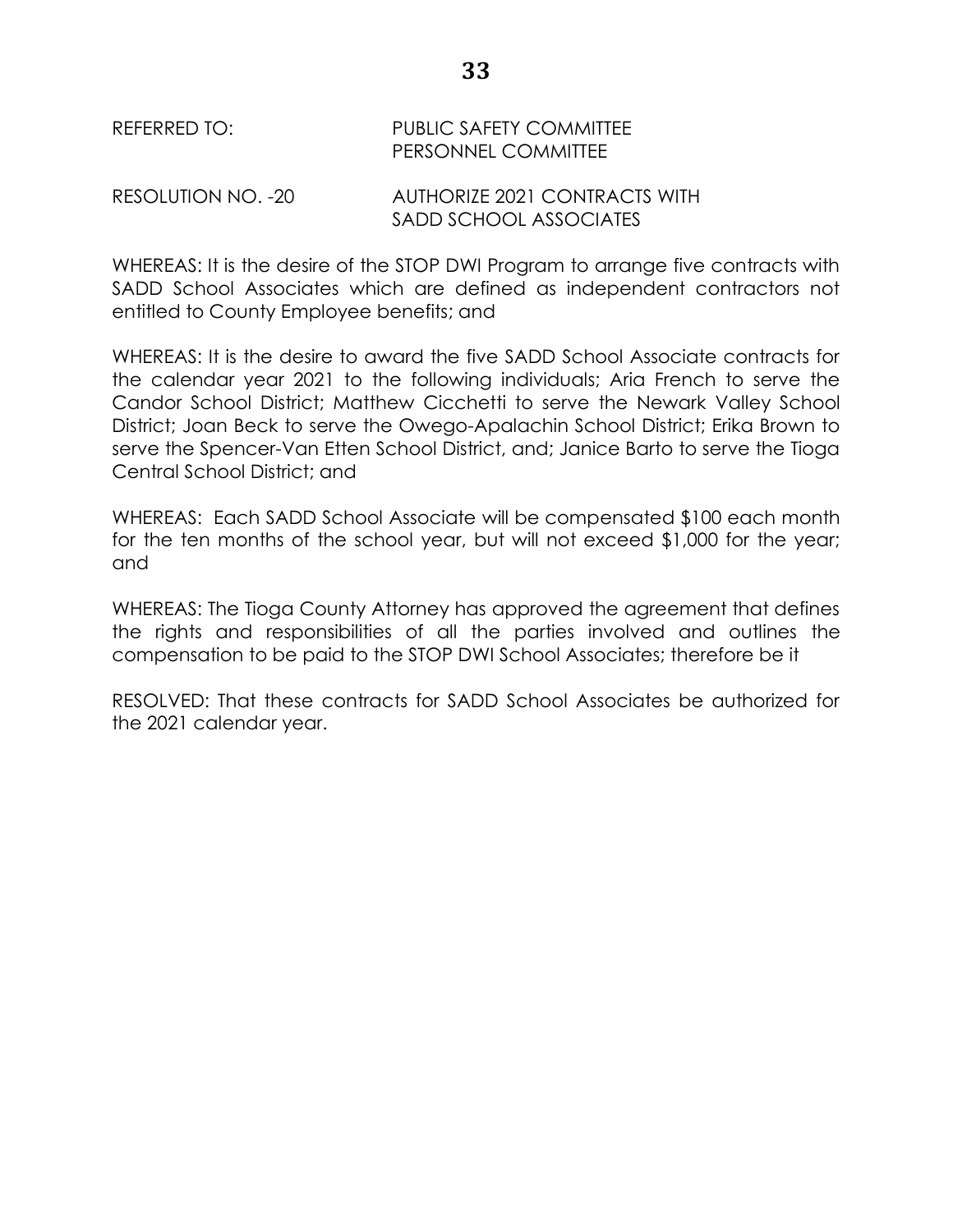REFERRED TO: PUBLIC SAFETY COMMITTEE
PERSONNEL COMMITTEE

RESOLUTION NO. -20 AUTHORIZE 2021 CONTRACTS WITH SADD SCHOOL ASSOCIATES

WHEREAS: It is the desire of the STOP DWI Program to arrange five contracts with SADD School Associates which are defined as independent contractors not entitled to County Employee benefits; and

WHEREAS: It is the desire to award the five SADD School Associate contracts for the calendar year 2021 to the following individuals; Aria French to serve the Candor School District; Matthew Cicchetti to serve the Newark Valley School District; Joan Beck to serve the Owego-Apalachin School District; Erika Brown to serve the Spencer-Van Etten School District, and; Janice Barto to serve the Tioga Central School District; and

WHEREAS: Each SADD School Associate will be compensated $100 each month for the ten months of the school year, but will not exceed $1,000 for the year; and

WHEREAS: The Tioga County Attorney has approved the agreement that defines the rights and responsibilities of all the parties involved and outlines the compensation to be paid to the STOP DWI School Associates; therefore be it

RESOLVED: That these contracts for SADD School Associates be authorized for the 2021 calendar year.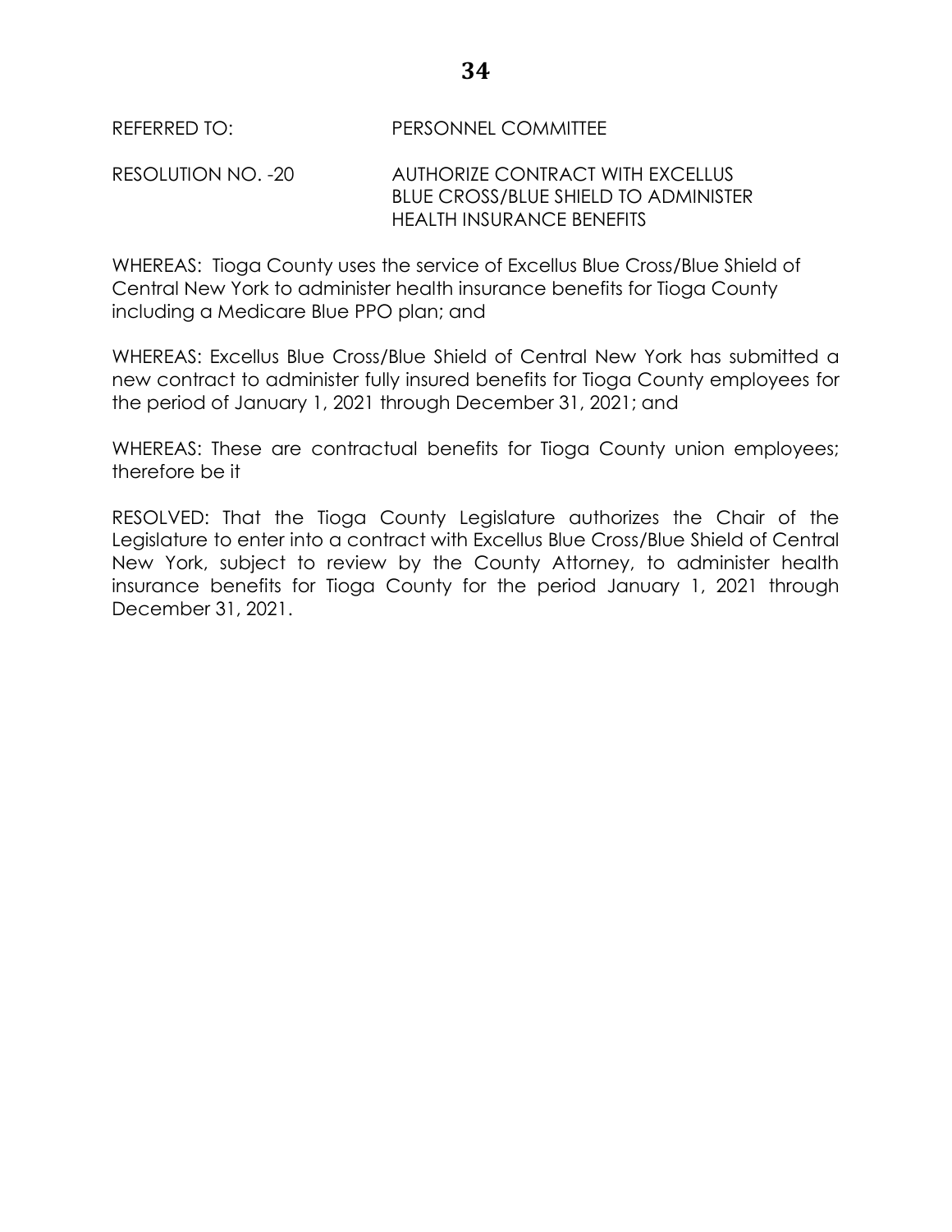REFERRED TO: PERSONNEL COMMITTEE

RESOLUTION NO. -20 AUTHORIZE CONTRACT WITH EXCELLUS BLUE CROSS/BLUE SHIELD TO ADMINISTER HEALTH INSURANCE BENEFITS

WHEREAS: Tioga County uses the service of Excellus Blue Cross/Blue Shield of Central New York to administer health insurance benefits for Tioga County including a Medicare Blue PPO plan; and

WHEREAS: Excellus Blue Cross/Blue Shield of Central New York has submitted a new contract to administer fully insured benefits for Tioga County employees for the period of January 1, 2021 through December 31, 2021; and

WHEREAS: These are contractual benefits for Tioga County union employees; therefore be it

RESOLVED: That the Tioga County Legislature authorizes the Chair of the Legislature to enter into a contract with Excellus Blue Cross/Blue Shield of Central New York, subject to review by the County Attorney, to administer health insurance benefits for Tioga County for the period January 1, 2021 through December 31, 2021.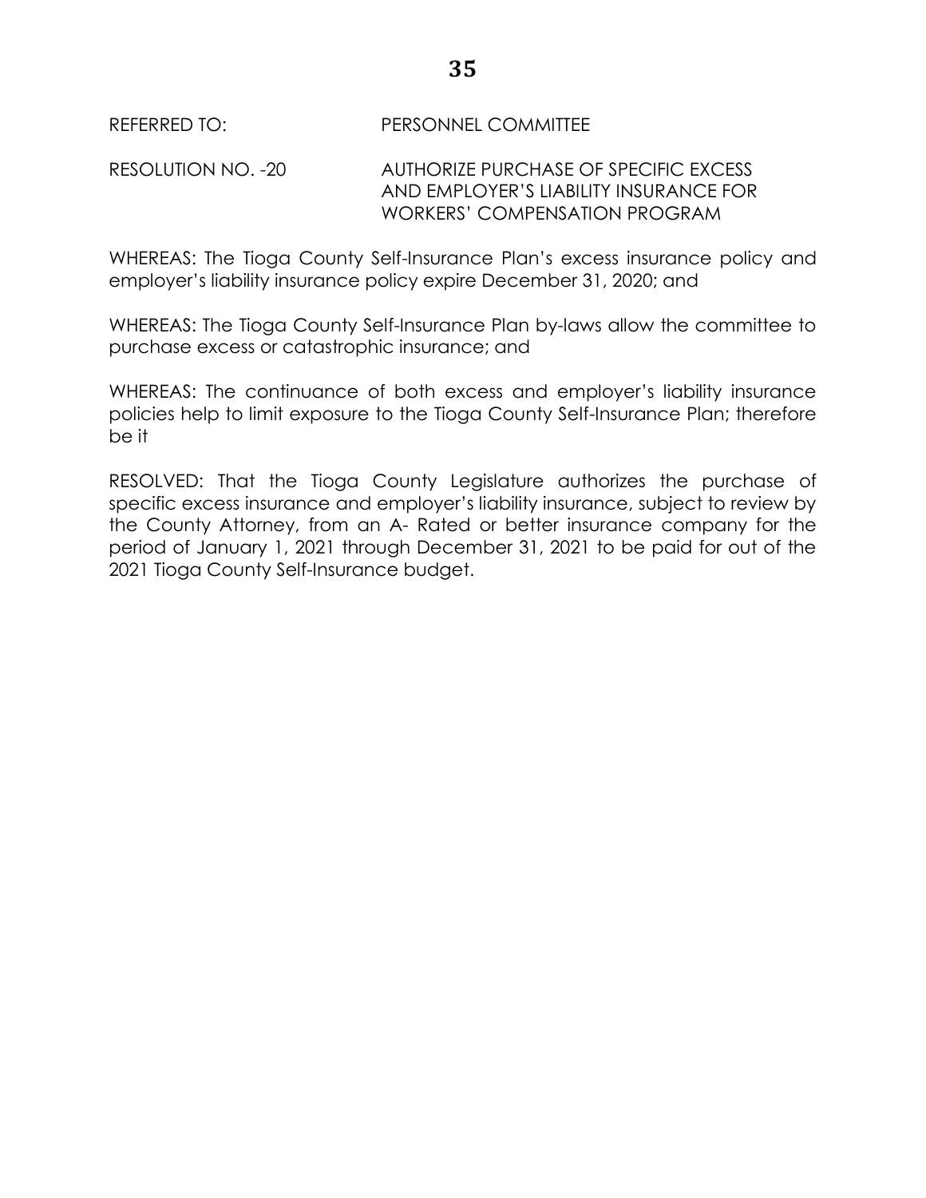REFERRED TO: PERSONNEL COMMITTEE

RESOLUTION NO. -20 AUTHORIZE PURCHASE OF SPECIFIC EXCESS AND EMPLOYER'S LIABILITY INSURANCE FOR WORKERS' COMPENSATION PROGRAM

WHEREAS: The Tioga County Self-Insurance Plan's excess insurance policy and employer's liability insurance policy expire December 31, 2020; and

WHEREAS: The Tioga County Self-Insurance Plan by-laws allow the committee to purchase excess or catastrophic insurance; and

WHEREAS: The continuance of both excess and employer's liability insurance policies help to limit exposure to the Tioga County Self-Insurance Plan; therefore be it

RESOLVED: That the Tioga County Legislature authorizes the purchase of specific excess insurance and employer's liability insurance, subject to review by the County Attorney, from an A- Rated or better insurance company for the period of January 1, 2021 through December 31, 2021 to be paid for out of the 2021 Tioga County Self-Insurance budget.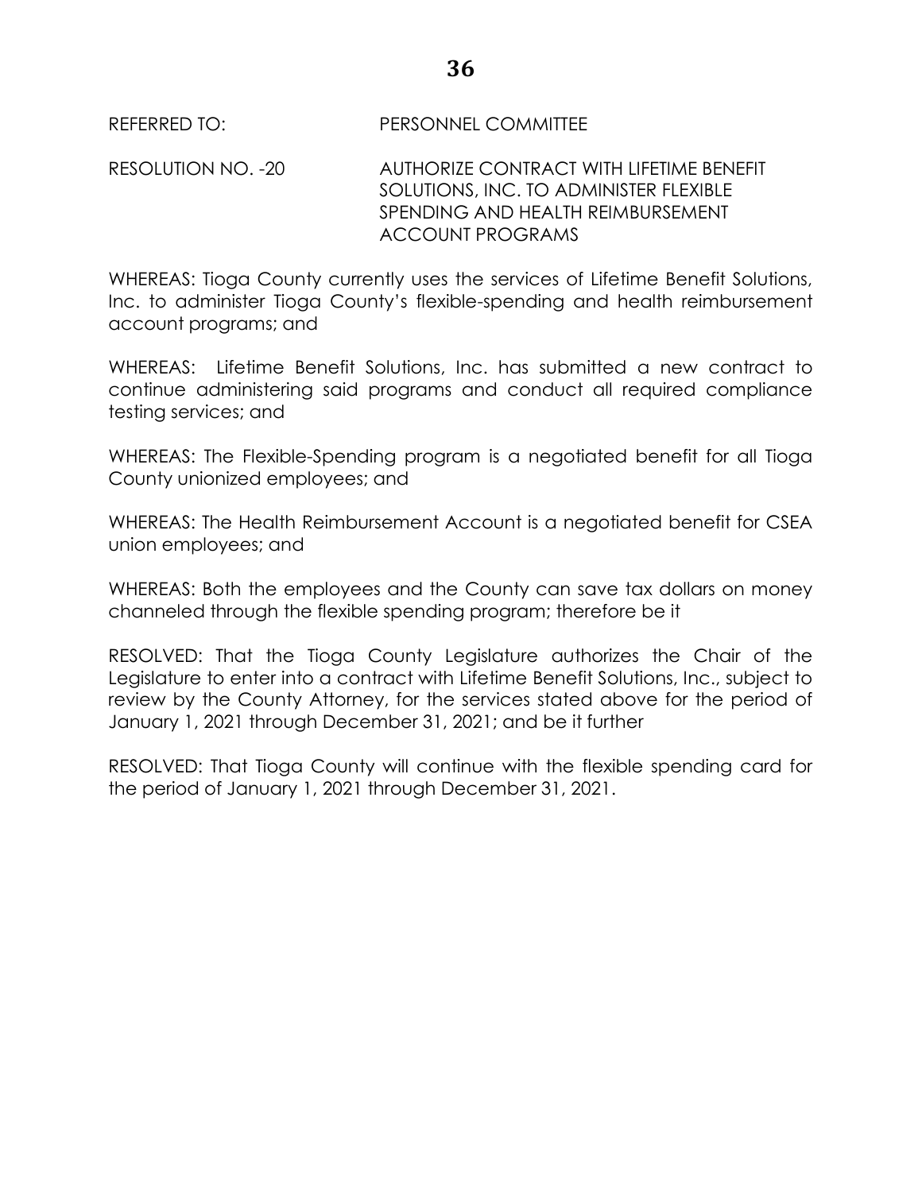REFERRED TO: PERSONNEL COMMITTEE

RESOLUTION NO. -20 AUTHORIZE CONTRACT WITH LIFETIME BENEFIT SOLUTIONS, INC. TO ADMINISTER FLEXIBLE SPENDING AND HEALTH REIMBURSEMENT ACCOUNT PROGRAMS

WHEREAS: Tioga County currently uses the services of Lifetime Benefit Solutions, Inc. to administer Tioga County's flexible-spending and health reimbursement account programs; and

WHEREAS: Lifetime Benefit Solutions, Inc. has submitted a new contract to continue administering said programs and conduct all required compliance testing services; and

WHEREAS: The Flexible-Spending program is a negotiated benefit for all Tioga County unionized employees; and

WHEREAS: The Health Reimbursement Account is a negotiated benefit for CSEA union employees; and

WHEREAS: Both the employees and the County can save tax dollars on money channeled through the flexible spending program; therefore be it

RESOLVED: That the Tioga County Legislature authorizes the Chair of the Legislature to enter into a contract with Lifetime Benefit Solutions, Inc., subject to review by the County Attorney, for the services stated above for the period of January 1, 2021 through December 31, 2021; and be it further

RESOLVED: That Tioga County will continue with the flexible spending card for the period of January 1, 2021 through December 31, 2021.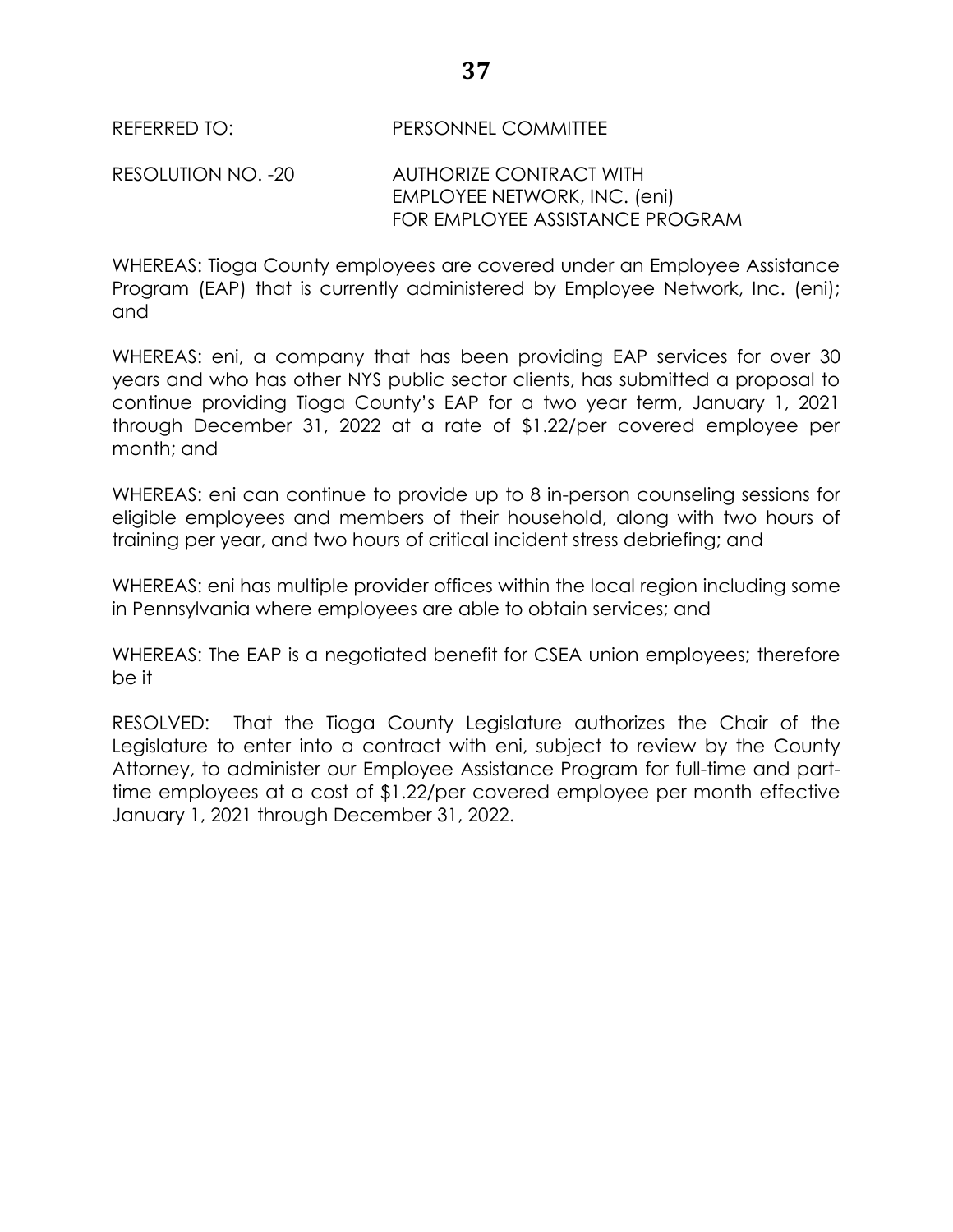REFERRED TO: PERSONNEL COMMITTEE

RESOLUTION NO. -20 AUTHORIZE CONTRACT WITH EMPLOYEE NETWORK, INC. (eni) FOR EMPLOYEE ASSISTANCE PROGRAM

WHEREAS: Tioga County employees are covered under an Employee Assistance Program (EAP) that is currently administered by Employee Network, Inc. (eni); and

WHEREAS: eni, a company that has been providing EAP services for over 30 years and who has other NYS public sector clients, has submitted a proposal to continue providing Tioga County's EAP for a two year term, January 1, 2021 through December 31, 2022 at a rate of $1.22/per covered employee per month; and

WHEREAS: eni can continue to provide up to 8 in-person counseling sessions for eligible employees and members of their household, along with two hours of training per year, and two hours of critical incident stress debriefing; and

WHEREAS: eni has multiple provider offices within the local region including some in Pennsylvania where employees are able to obtain services; and

WHEREAS: The EAP is a negotiated benefit for CSEA union employees; therefore be it

RESOLVED: That the Tioga County Legislature authorizes the Chair of the Legislature to enter into a contract with eni, subject to review by the County Attorney, to administer our Employee Assistance Program for full-time and part-time employees at a cost of $1.22/per covered employee per month effective January 1, 2021 through December 31, 2022.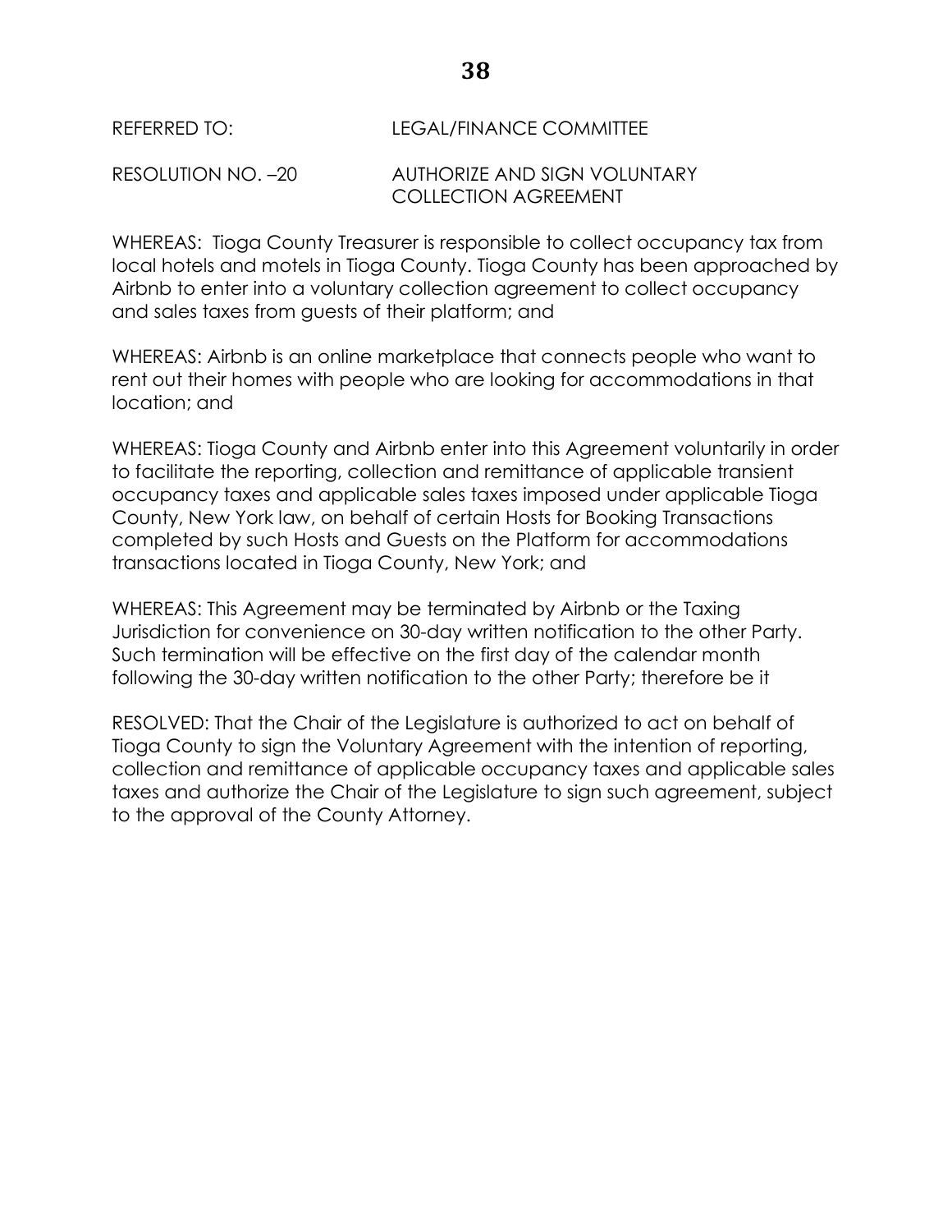REFERRED TO: LEGAL/FINANCE COMMITTEE

RESOLUTION NO. –20 AUTHORIZE AND SIGN VOLUNTARY COLLECTION AGREEMENT

WHEREAS: Tioga County Treasurer is responsible to collect occupancy tax from local hotels and motels in Tioga County. Tioga County has been approached by Airbnb to enter into a voluntary collection agreement to collect occupancy and sales taxes from guests of their platform; and

WHEREAS: Airbnb is an online marketplace that connects people who want to rent out their homes with people who are looking for accommodations in that location; and

WHEREAS: Tioga County and Airbnb enter into this Agreement voluntarily in order to facilitate the reporting, collection and remittance of applicable transient occupancy taxes and applicable sales taxes imposed under applicable Tioga County, New York law, on behalf of certain Hosts for Booking Transactions completed by such Hosts and Guests on the Platform for accommodations transactions located in Tioga County, New York; and

WHEREAS: This Agreement may be terminated by Airbnb or the Taxing Jurisdiction for convenience on 30-day written notification to the other Party. Such termination will be effective on the first day of the calendar month following the 30-day written notification to the other Party; therefore be it

RESOLVED: That the Chair of the Legislature is authorized to act on behalf of Tioga County to sign the Voluntary Agreement with the intention of reporting, collection and remittance of applicable occupancy taxes and applicable sales taxes and authorize the Chair of the Legislature to sign such agreement, subject to the approval of the County Attorney.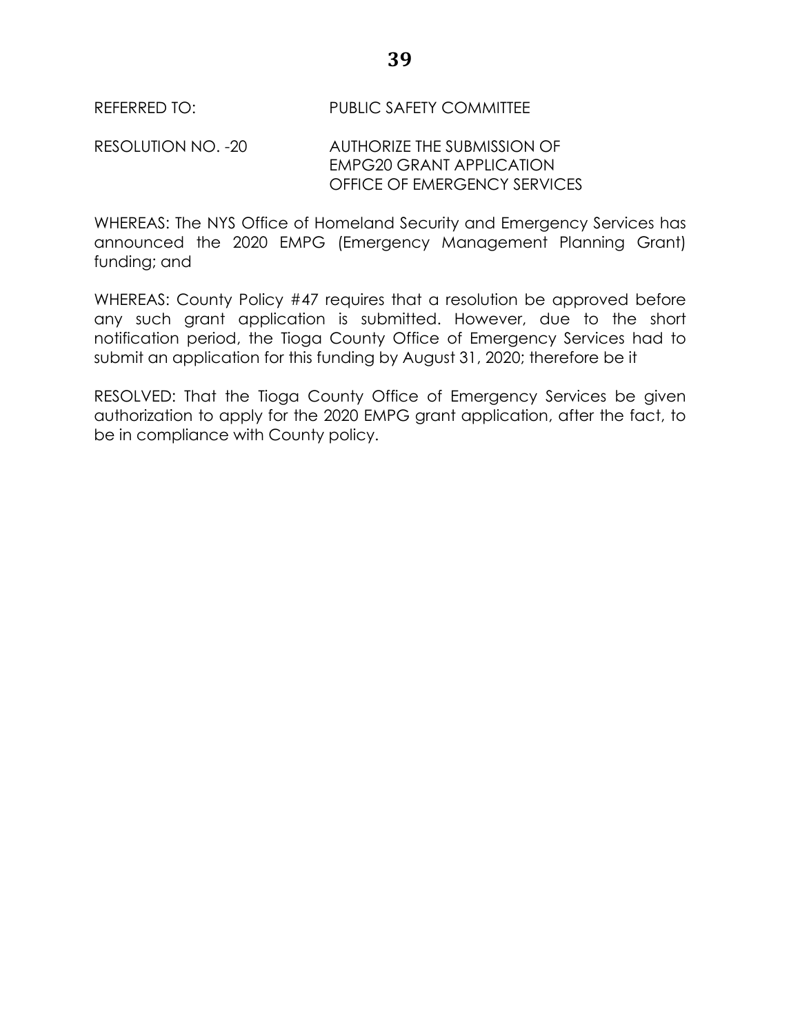REFERRED TO: PUBLIC SAFETY COMMITTEE

RESOLUTION NO. -20 AUTHORIZE THE SUBMISSION OF EMPG20 GRANT APPLICATION OFFICE OF EMERGENCY SERVICES

WHEREAS: The NYS Office of Homeland Security and Emergency Services has announced the 2020 EMPG (Emergency Management Planning Grant) funding; and

WHEREAS: County Policy #47 requires that a resolution be approved before any such grant application is submitted. However, due to the short notification period, the Tioga County Office of Emergency Services had to submit an application for this funding by August 31, 2020; therefore be it

RESOLVED: That the Tioga County Office of Emergency Services be given authorization to apply for the 2020 EMPG grant application, after the fact, to be in compliance with County policy.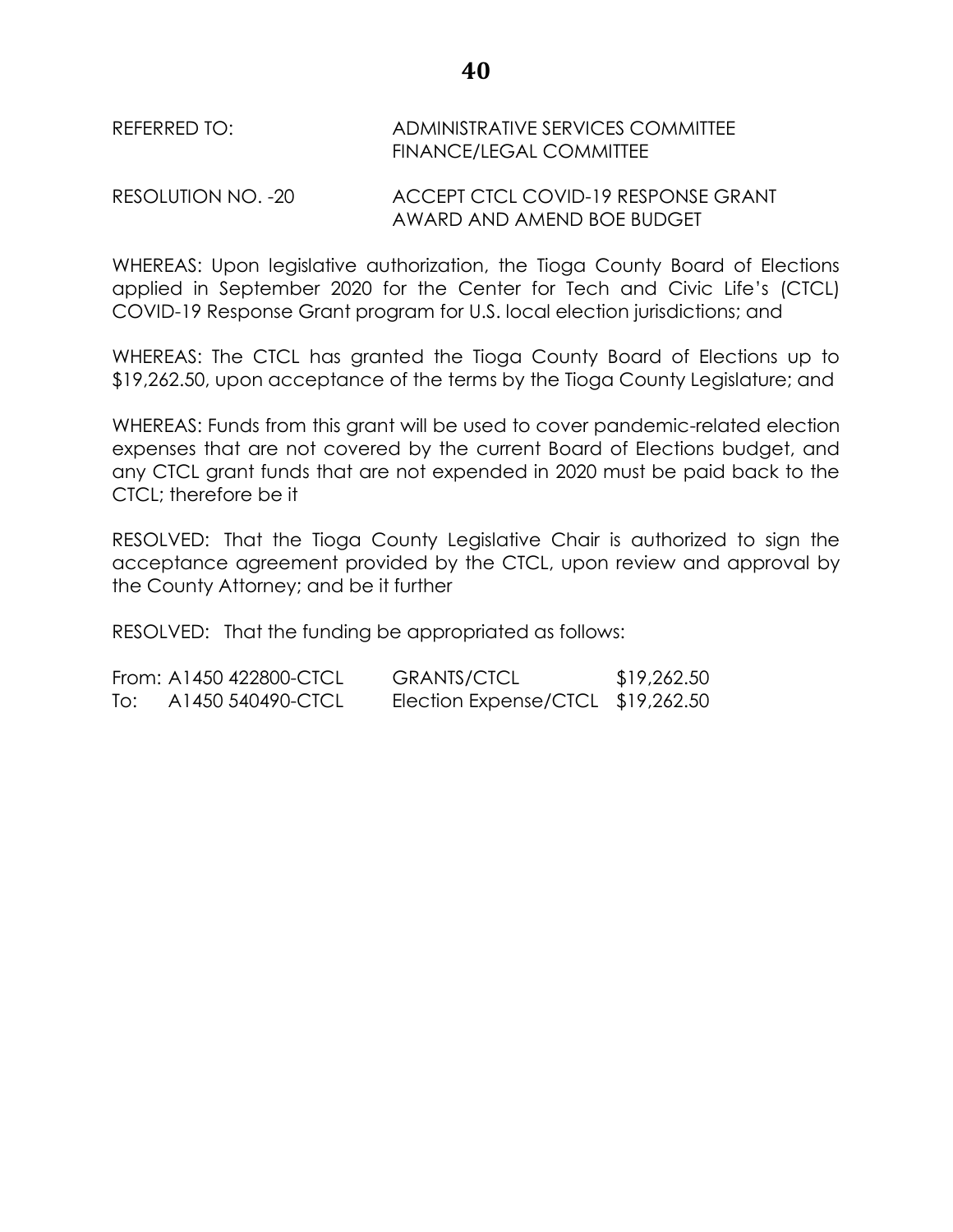REFERRED TO: ADMINISTRATIVE SERVICES COMMITTEE
FINANCE/LEGAL COMMITTEE

RESOLUTION NO. -20 ACCEPT CTCL COVID-19 RESPONSE GRANT AWARD AND AMEND BOE BUDGET

WHEREAS: Upon legislative authorization, the Tioga County Board of Elections applied in September 2020 for the Center for Tech and Civic Life's (CTCL) COVID-19 Response Grant program for U.S. local election jurisdictions; and

WHEREAS: The CTCL has granted the Tioga County Board of Elections up to $19,262.50, upon acceptance of the terms by the Tioga County Legislature; and

WHEREAS: Funds from this grant will be used to cover pandemic-related election expenses that are not covered by the current Board of Elections budget, and any CTCL grant funds that are not expended in 2020 must be paid back to the CTCL; therefore be it

RESOLVED: That the Tioga County Legislative Chair is authorized to sign the acceptance agreement provided by the CTCL, upon review and approval by the County Attorney; and be it further

RESOLVED: That the funding be appropriated as follows:

| | | | |
|---|---|---|---|
| From: | A1450 422800-CTCL | GRANTS/CTCL | $19,262.50 |
| To: | A1450 540490-CTCL | Election Expense/CTCL | $19,262.50 |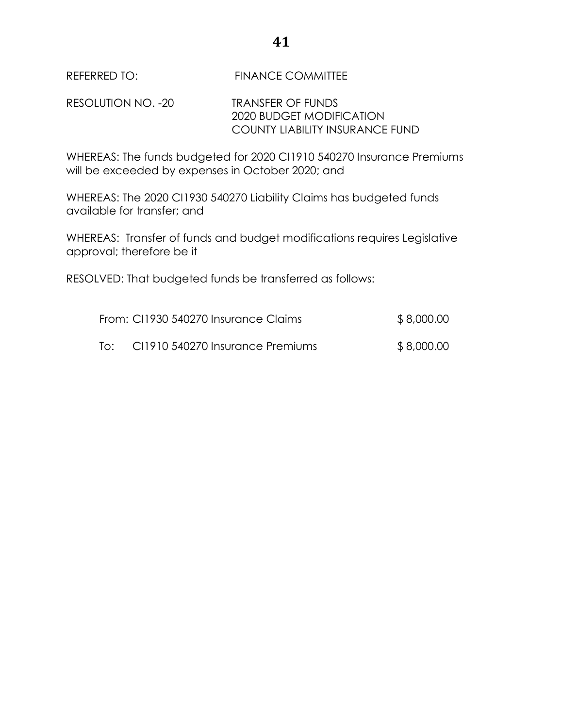REFERRED TO: FINANCE COMMITTEE

RESOLUTION NO. -20 TRANSFER OF FUNDS
2020 BUDGET MODIFICATION
COUNTY LIABILITY INSURANCE FUND

WHEREAS: The funds budgeted for 2020 CI1910 540270 Insurance Premiums will be exceeded by expenses in October 2020; and

WHEREAS: The 2020 CI1930 540270 Liability Claims has budgeted funds available for transfer; and

WHEREAS: Transfer of funds and budget modifications requires Legislative approval; therefore be it

RESOLVED: That budgeted funds be transferred as follows:

| | | |
|---|---|---|
| From: | CI1930 540270 Insurance Claims | $ 8,000.00 |
| To: | CI1910 540270 Insurance Premiums | $ 8,000.00 |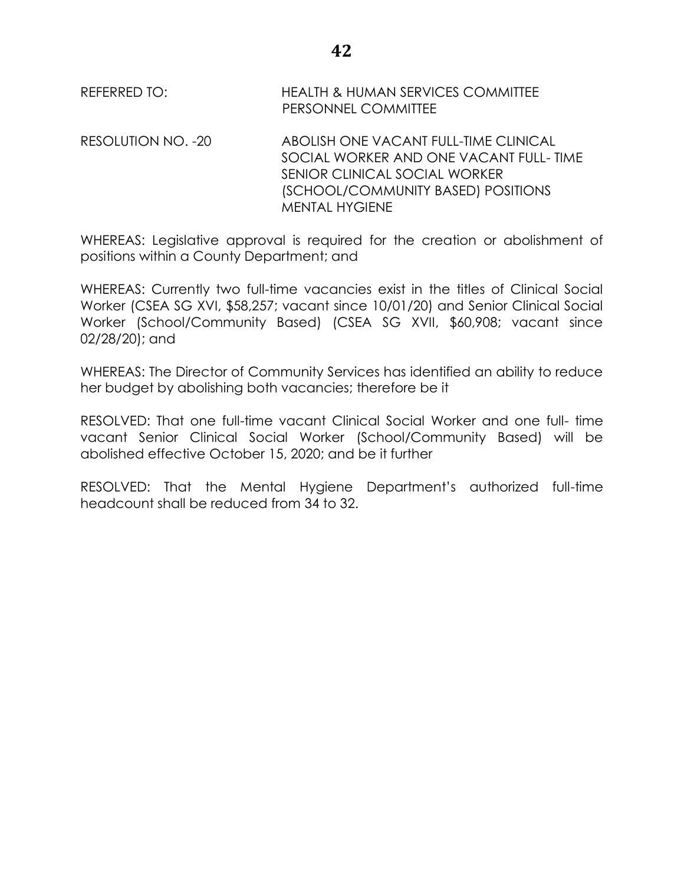REFERRED TO: HEALTH & HUMAN SERVICES COMMITTEE
PERSONNEL COMMITTEE

RESOLUTION NO. -20 ABOLISH ONE VACANT FULL-TIME CLINICAL SOCIAL WORKER AND ONE VACANT FULL- TIME SENIOR CLINICAL SOCIAL WORKER (SCHOOL/COMMUNITY BASED) POSITIONS MENTAL HYGIENE

WHEREAS: Legislative approval is required for the creation or abolishment of positions within a County Department; and

WHEREAS: Currently two full-time vacancies exist in the titles of Clinical Social Worker (CSEA SG XVI, $58,257; vacant since 10/01/20) and Senior Clinical Social Worker (School/Community Based) (CSEA SG XVII, $60,908; vacant since 02/28/20); and

WHEREAS: The Director of Community Services has identified an ability to reduce her budget by abolishing both vacancies; therefore be it

RESOLVED: That one full-time vacant Clinical Social Worker and one full- time vacant Senior Clinical Social Worker (School/Community Based) will be abolished effective October 15, 2020; and be it further

RESOLVED: That the Mental Hygiene Department's authorized full-time headcount shall be reduced from 34 to 32.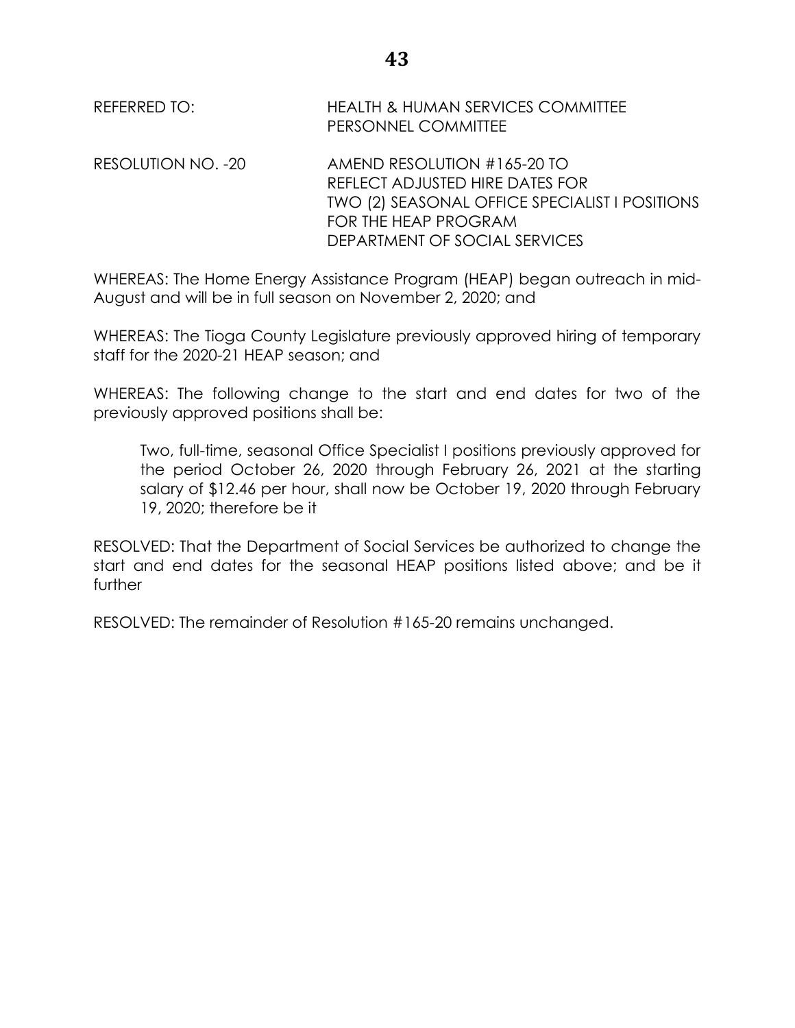REFERRED TO: HEALTH & HUMAN SERVICES COMMITTEE
PERSONNEL COMMITTEE

RESOLUTION NO. -20 AMEND RESOLUTION #165-20 TO REFLECT ADJUSTED HIRE DATES FOR TWO (2) SEASONAL OFFICE SPECIALIST I POSITIONS FOR THE HEAP PROGRAM DEPARTMENT OF SOCIAL SERVICES

WHEREAS: The Home Energy Assistance Program (HEAP) began outreach in mid-August and will be in full season on November 2, 2020; and

WHEREAS: The Tioga County Legislature previously approved hiring of temporary staff for the 2020-21 HEAP season; and

WHEREAS: The following change to the start and end dates for two of the previously approved positions shall be:

> Two, full-time, seasonal Office Specialist I positions previously approved for the period October 26, 2020 through February 26, 2021 at the starting salary of $12.46 per hour, shall now be October 19, 2020 through February 19, 2020; therefore be it

RESOLVED: That the Department of Social Services be authorized to change the start and end dates for the seasonal HEAP positions listed above; and be it further

RESOLVED: The remainder of Resolution #165-20 remains unchanged.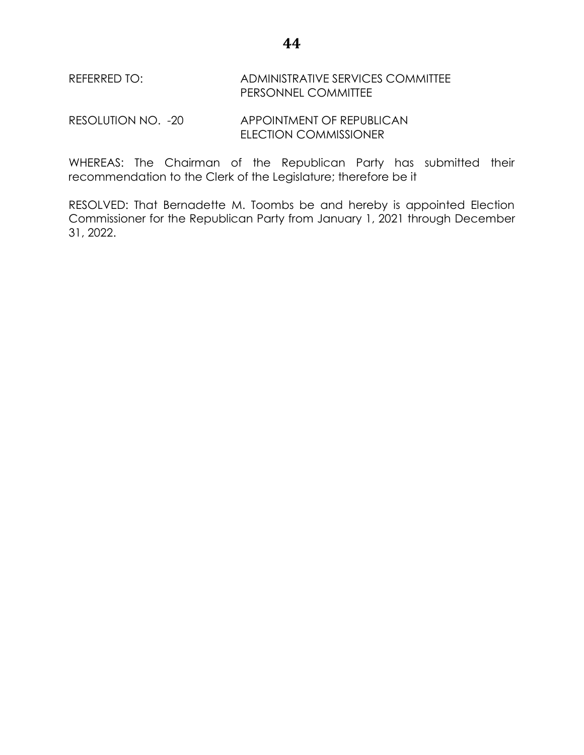REFERRED TO: ADMINISTRATIVE SERVICES COMMITTEE
PERSONNEL COMMITTEE

RESOLUTION NO. -20 APPOINTMENT OF REPUBLICAN ELECTION COMMISSIONER

WHEREAS: The Chairman of the Republican Party has submitted their recommendation to the Clerk of the Legislature; therefore be it

RESOLVED: That Bernadette M. Toombs be and hereby is appointed Election Commissioner for the Republican Party from January 1, 2021 through December 31, 2022.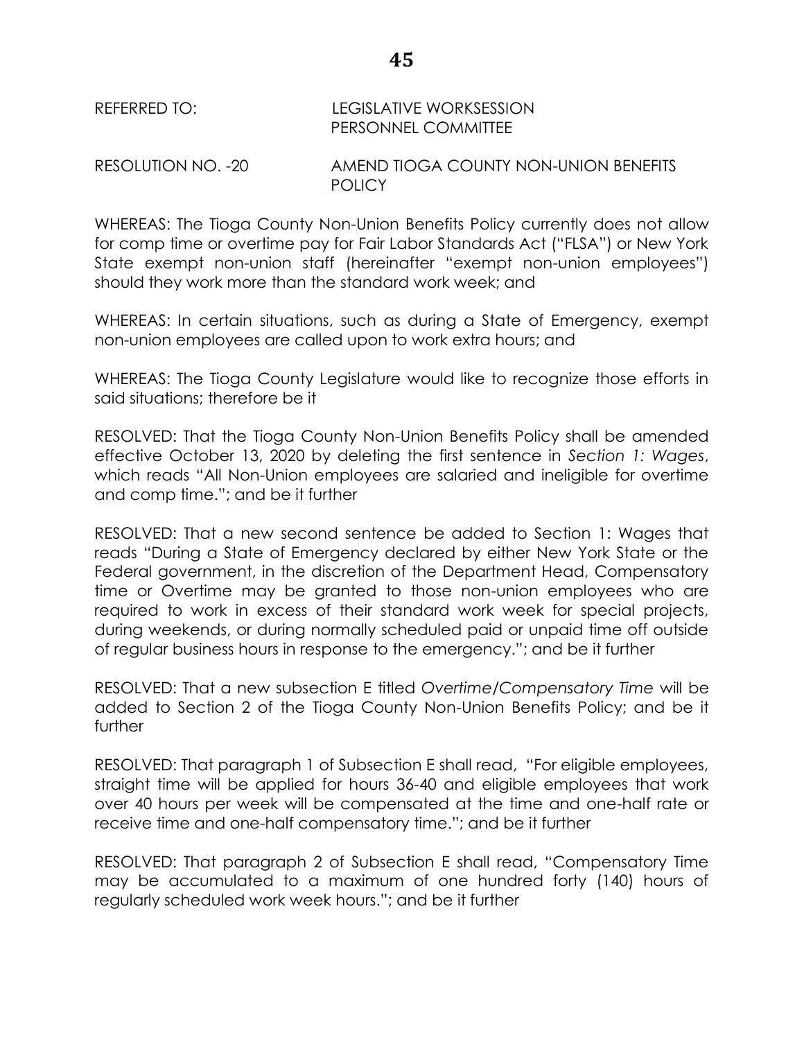REFERRED TO: LEGISLATIVE WORKSESSION
PERSONNEL COMMITTEE

RESOLUTION NO. -20 AMEND TIOGA COUNTY NON-UNION BENEFITS POLICY

WHEREAS: The Tioga County Non-Union Benefits Policy currently does not allow for comp time or overtime pay for Fair Labor Standards Act ("FLSA") or New York State exempt non-union staff (hereinafter "exempt non-union employees") should they work more than the standard work week; and

WHEREAS: In certain situations, such as during a State of Emergency, exempt non-union employees are called upon to work extra hours; and

WHEREAS: The Tioga County Legislature would like to recognize those efforts in said situations; therefore be it

RESOLVED: That the Tioga County Non-Union Benefits Policy shall be amended effective October 13, 2020 by deleting the first sentence in *Section 1: Wages*, which reads "All Non-Union employees are salaried and ineligible for overtime and comp time."; and be it further

RESOLVED: That a new second sentence be added to Section 1: Wages that reads "During a State of Emergency declared by either New York State or the Federal government, in the discretion of the Department Head, Compensatory time or Overtime may be granted to those non-union employees who are required to work in excess of their standard work week for special projects, during weekends, or during normally scheduled paid or unpaid time off outside of regular business hours in response to the emergency."; and be it further

RESOLVED: That a new subsection E titled *Overtime/Compensatory Time* will be added to Section 2 of the Tioga County Non-Union Benefits Policy; and be it further

RESOLVED: That paragraph 1 of Subsection E shall read, "For eligible employees, straight time will be applied for hours 36-40 and eligible employees that work over 40 hours per week will be compensated at the time and one-half rate or receive time and one-half compensatory time."; and be it further

RESOLVED: That paragraph 2 of Subsection E shall read, "Compensatory Time may be accumulated to a maximum of one hundred forty (140) hours of regularly scheduled work week hours."; and be it further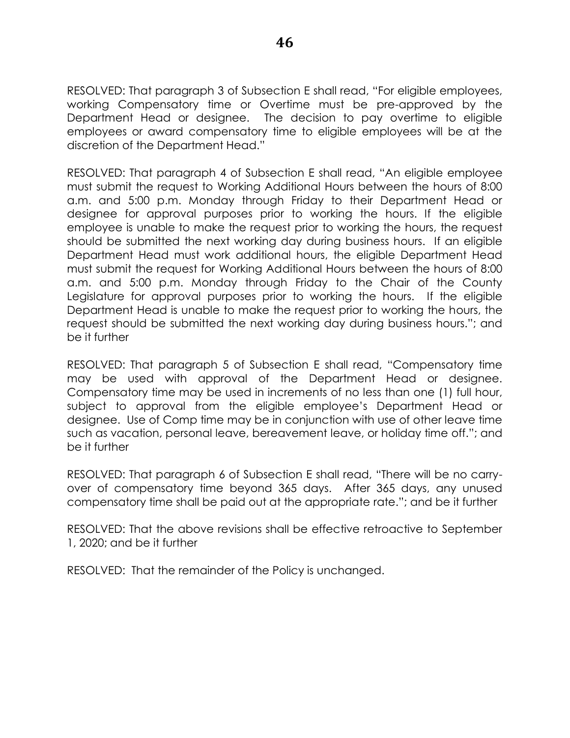RESOLVED: That paragraph 3 of Subsection E shall read, "For eligible employees, working Compensatory time or Overtime must be pre-approved by the Department Head or designee. The decision to pay overtime to eligible employees or award compensatory time to eligible employees will be at the discretion of the Department Head."

RESOLVED: That paragraph 4 of Subsection E shall read, "An eligible employee must submit the request to Working Additional Hours between the hours of 8:00 a.m. and 5:00 p.m. Monday through Friday to their Department Head or designee for approval purposes prior to working the hours. If the eligible employee is unable to make the request prior to working the hours, the request should be submitted the next working day during business hours. If an eligible Department Head must work additional hours, the eligible Department Head must submit the request for Working Additional Hours between the hours of 8:00 a.m. and 5:00 p.m. Monday through Friday to the Chair of the County Legislature for approval purposes prior to working the hours. If the eligible Department Head is unable to make the request prior to working the hours, the request should be submitted the next working day during business hours."; and be it further

RESOLVED: That paragraph 5 of Subsection E shall read, "Compensatory time may be used with approval of the Department Head or designee. Compensatory time may be used in increments of no less than one (1) full hour, subject to approval from the eligible employee's Department Head or designee. Use of Comp time may be in conjunction with use of other leave time such as vacation, personal leave, bereavement leave, or holiday time off."; and be it further

RESOLVED: That paragraph 6 of Subsection E shall read, "There will be no carry-over of compensatory time beyond 365 days. After 365 days, any unused compensatory time shall be paid out at the appropriate rate."; and be it further

RESOLVED: That the above revisions shall be effective retroactive to September 1, 2020; and be it further

RESOLVED: That the remainder of the Policy is unchanged.